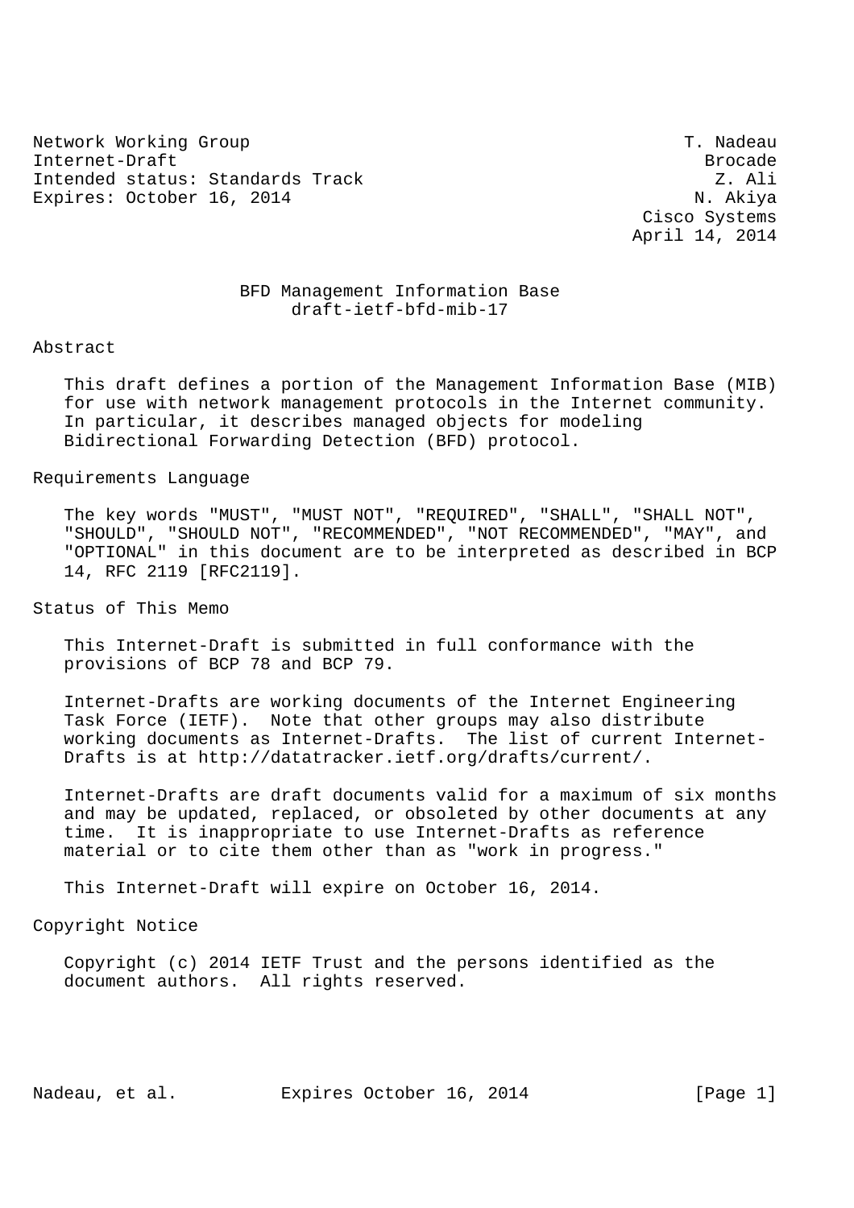Network Working Group T. Nadeau
Internet-Draft Brocade
Intended status: Standards Track Z. Ali
Expires: October 16, 2014 N. Akiya
Cisco Systems
April 14, 2014

# BFD Management Information Base
draft-ietf-bfd-mib-17

## Abstract

This draft defines a portion of the Management Information Base (MIB) for use with network management protocols in the Internet community. In particular, it describes managed objects for modeling Bidirectional Forwarding Detection (BFD) protocol.

## Requirements Language

The key words "MUST", "MUST NOT", "REQUIRED", "SHALL", "SHALL NOT", "SHOULD", "SHOULD NOT", "RECOMMENDED", "NOT RECOMMENDED", "MAY", and "OPTIONAL" in this document are to be interpreted as described in BCP 14, RFC 2119 [RFC2119].

## Status of This Memo

This Internet-Draft is submitted in full conformance with the provisions of BCP 78 and BCP 79.

Internet-Drafts are working documents of the Internet Engineering Task Force (IETF). Note that other groups may also distribute working documents as Internet-Drafts. The list of current Internet-Drafts is at http://datatracker.ietf.org/drafts/current/.

Internet-Drafts are draft documents valid for a maximum of six months and may be updated, replaced, or obsoleted by other documents at any time. It is inappropriate to use Internet-Drafts as reference material or to cite them other than as "work in progress."

This Internet-Draft will expire on October 16, 2014.

## Copyright Notice

Copyright (c) 2014 IETF Trust and the persons identified as the document authors. All rights reserved.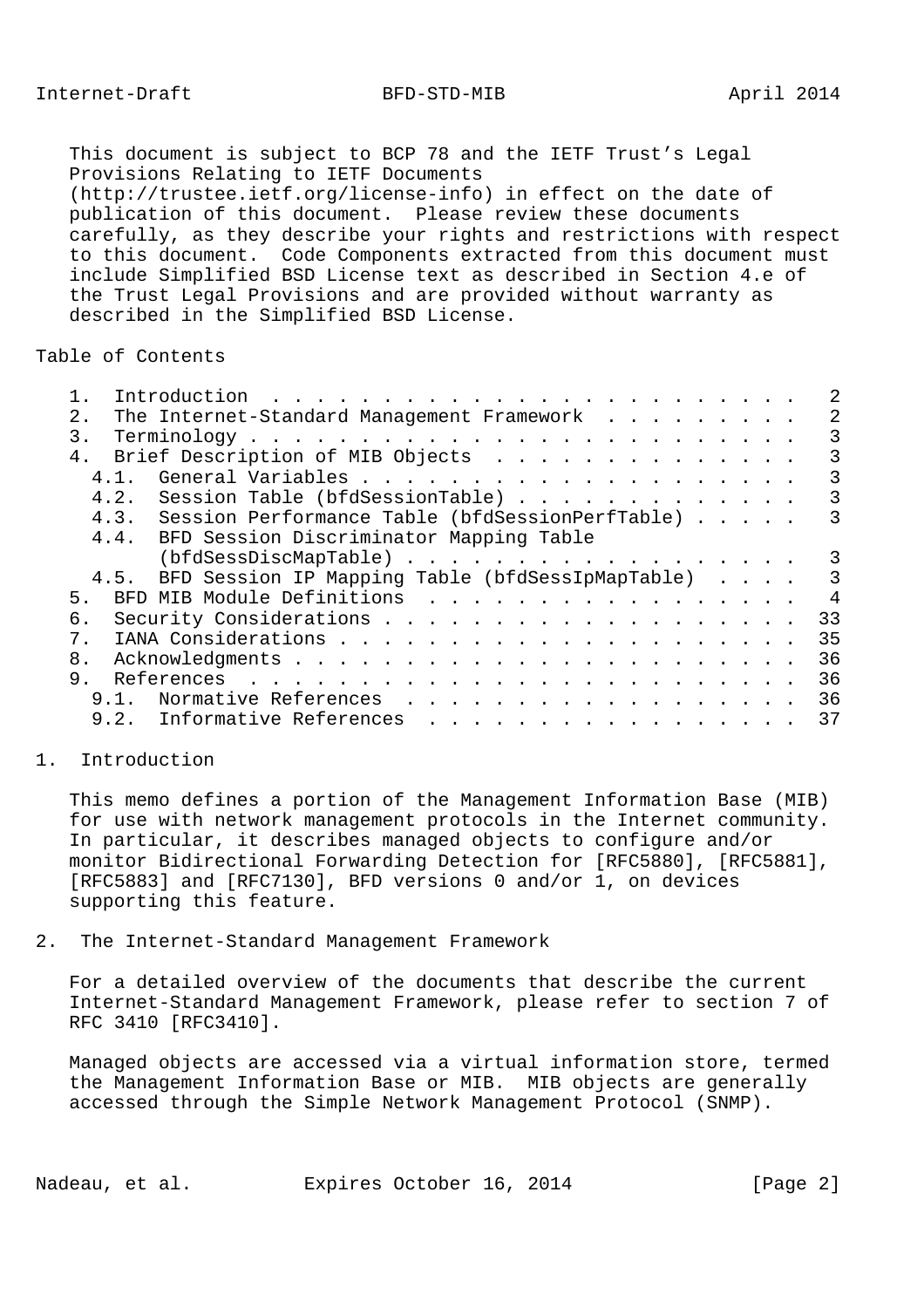This document is subject to BCP 78 and the IETF Trust's Legal Provisions Relating to IETF Documents (http://trustee.ietf.org/license-info) in effect on the date of publication of this document. Please review these documents carefully, as they describe your rights and restrictions with respect to this document. Code Components extracted from this document must include Simplified BSD License text as described in Section 4.e of the Trust Legal Provisions and are provided without warranty as described in the Simplified BSD License.

Table of Contents

```
   1.  Introduction . . . . . . . . . . . . . . . . . . . . . . . .   2
   2.  The Internet-Standard Management Framework . . . . . . . . .   2
   3.  Terminology . . . . . . . . . . . . . . . . . . . . . . . . .   3
   4.  Brief Description of MIB Objects . . . . . . . . . . . . . .   3
     4.1.  General Variables . . . . . . . . . . . . . . . . . . . .   3
     4.2.  Session Table (bfdSessionTable) . . . . . . . . . . . . .   3
     4.3.  Session Performance Table (bfdSessionPerfTable) . . . . .   3
     4.4.  BFD Session Discriminator Mapping Table
           (bfdSessDiscMapTable) . . . . . . . . . . . . . . . . . .   3
     4.5.  BFD Session IP Mapping Table (bfdSessIpMapTable) . . . .   3
   5.  BFD MIB Module Definitions . . . . . . . . . . . . . . . . .   4
   6.  Security Considerations . . . . . . . . . . . . . . . . . . .  33
   7.  IANA Considerations . . . . . . . . . . . . . . . . . . . . .  35
   8.  Acknowledgments . . . . . . . . . . . . . . . . . . . . . . .  36
   9.  References . . . . . . . . . . . . . . . . . . . . . . . . .  36
     9.1.  Normative References . . . . . . . . . . . . . . . . . .  36
     9.2.  Informative References . . . . . . . . . . . . . . . . .  37
```

## 1. Introduction

This memo defines a portion of the Management Information Base (MIB) for use with network management protocols in the Internet community. In particular, it describes managed objects to configure and/or monitor Bidirectional Forwarding Detection for [RFC5880], [RFC5881], [RFC5883] and [RFC7130], BFD versions 0 and/or 1, on devices supporting this feature.

## 2. The Internet-Standard Management Framework

For a detailed overview of the documents that describe the current Internet-Standard Management Framework, please refer to section 7 of RFC 3410 [RFC3410].

Managed objects are accessed via a virtual information store, termed the Management Information Base or MIB. MIB objects are generally accessed through the Simple Network Management Protocol (SNMP).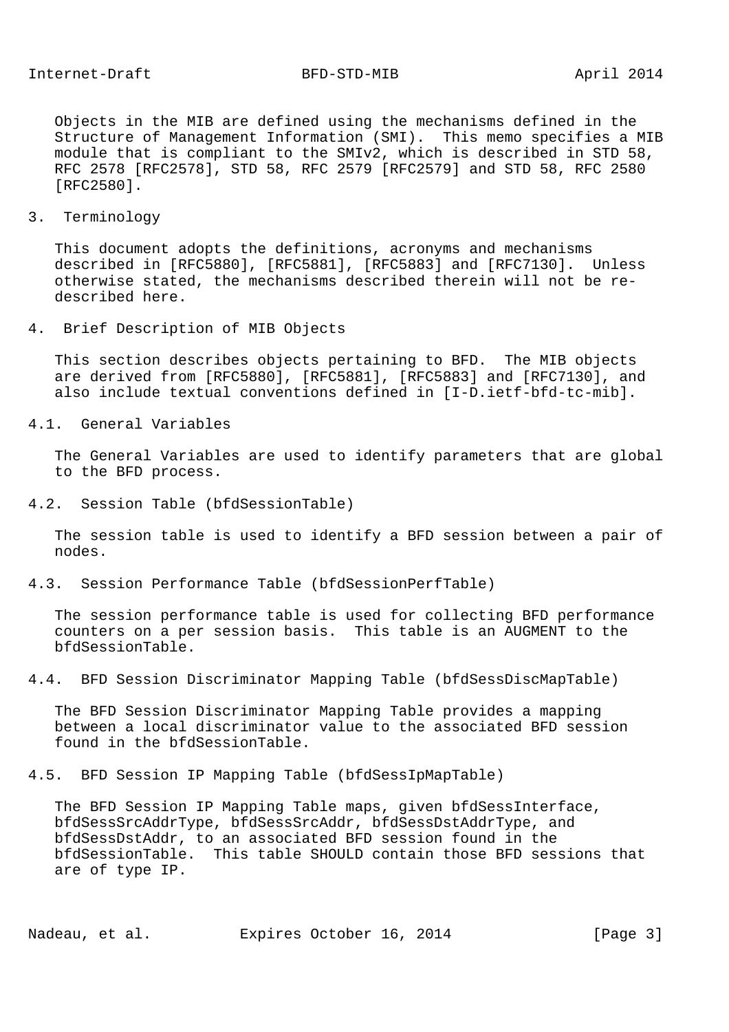Objects in the MIB are defined using the mechanisms defined in the Structure of Management Information (SMI). This memo specifies a MIB module that is compliant to the SMIv2, which is described in STD 58, RFC 2578 [RFC2578], STD 58, RFC 2579 [RFC2579] and STD 58, RFC 2580 [RFC2580].

## 3. Terminology

This document adopts the definitions, acronyms and mechanisms described in [RFC5880], [RFC5881], [RFC5883] and [RFC7130]. Unless otherwise stated, the mechanisms described therein will not be re-described here.

## 4. Brief Description of MIB Objects

This section describes objects pertaining to BFD. The MIB objects are derived from [RFC5880], [RFC5881], [RFC5883] and [RFC7130], and also include textual conventions defined in [I-D.ietf-bfd-tc-mib].

### 4.1. General Variables

The General Variables are used to identify parameters that are global to the BFD process.

### 4.2. Session Table (bfdSessionTable)

The session table is used to identify a BFD session between a pair of nodes.

### 4.3. Session Performance Table (bfdSessionPerfTable)

The session performance table is used for collecting BFD performance counters on a per session basis. This table is an AUGMENT to the bfdSessionTable.

### 4.4. BFD Session Discriminator Mapping Table (bfdSessDiscMapTable)

The BFD Session Discriminator Mapping Table provides a mapping between a local discriminator value to the associated BFD session found in the bfdSessionTable.

### 4.5. BFD Session IP Mapping Table (bfdSessIpMapTable)

The BFD Session IP Mapping Table maps, given bfdSessInterface, bfdSessSrcAddrType, bfdSessSrcAddr, bfdSessDstAddrType, and bfdSessDstAddr, to an associated BFD session found in the bfdSessionTable. This table SHOULD contain those BFD sessions that are of type IP.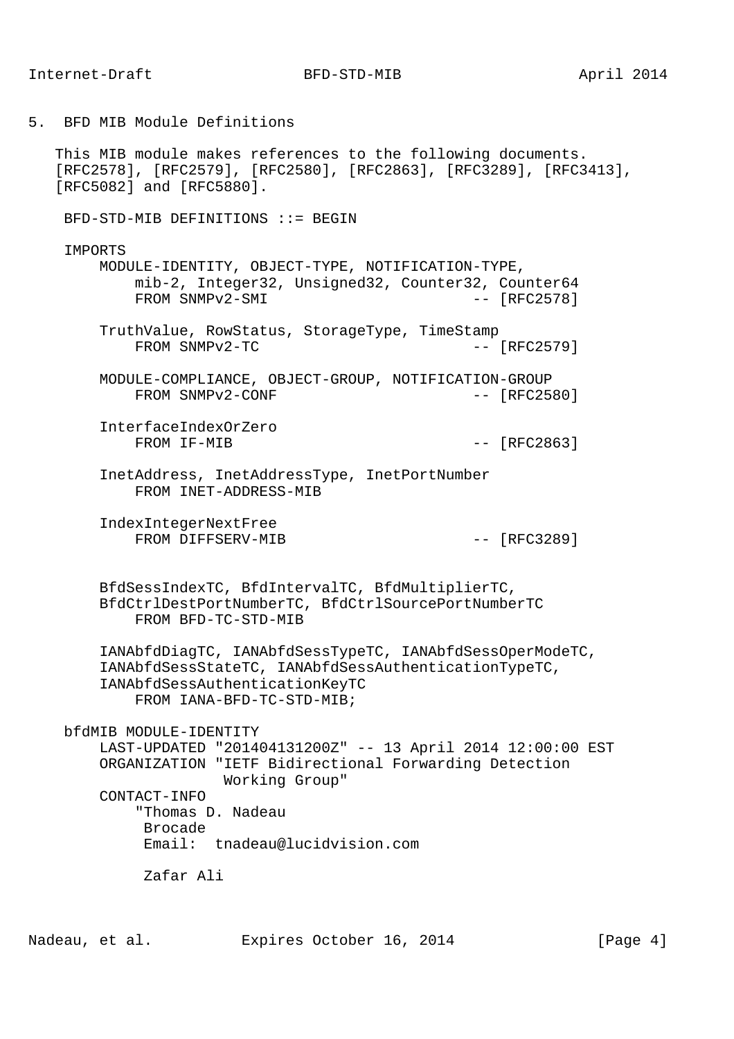## 5. BFD MIB Module Definitions

This MIB module makes references to the following documents. [RFC2578], [RFC2579], [RFC2580], [RFC2863], [RFC3289], [RFC3413], [RFC5082] and [RFC5880].

```
 BFD-STD-MIB DEFINITIONS ::= BEGIN

 IMPORTS
     MODULE-IDENTITY, OBJECT-TYPE, NOTIFICATION-TYPE,
         mib-2, Integer32, Unsigned32, Counter32, Counter64
         FROM SNMPv2-SMI                          -- [RFC2578]

     TruthValue, RowStatus, StorageType, TimeStamp
         FROM SNMPv2-TC                           -- [RFC2579]

     MODULE-COMPLIANCE, OBJECT-GROUP, NOTIFICATION-GROUP
         FROM SNMPv2-CONF                         -- [RFC2580]

     InterfaceIndexOrZero
         FROM IF-MIB                              -- [RFC2863]

     InetAddress, InetAddressType, InetPortNumber
         FROM INET-ADDRESS-MIB

     IndexIntegerNextFree
         FROM DIFFSERV-MIB                        -- [RFC3289]


     BfdSessIndexTC, BfdIntervalTC, BfdMultiplierTC,
     BfdCtrlDestPortNumberTC, BfdCtrlSourcePortNumberTC
         FROM BFD-TC-STD-MIB

     IANAbfdDiagTC, IANAbfdSessTypeTC, IANAbfdSessOperModeTC,
     IANAbfdSessStateTC, IANAbfdSessAuthenticationTypeTC,
     IANAbfdSessAuthenticationKeyTC
         FROM IANA-BFD-TC-STD-MIB;

 bfdMIB MODULE-IDENTITY
     LAST-UPDATED "201404131200Z" -- 13 April 2014 12:00:00 EST
     ORGANIZATION "IETF Bidirectional Forwarding Detection
                   Working Group"
     CONTACT-INFO
         "Thomas D. Nadeau
          Brocade
          Email:  tnadeau@lucidvision.com

          Zafar Ali
```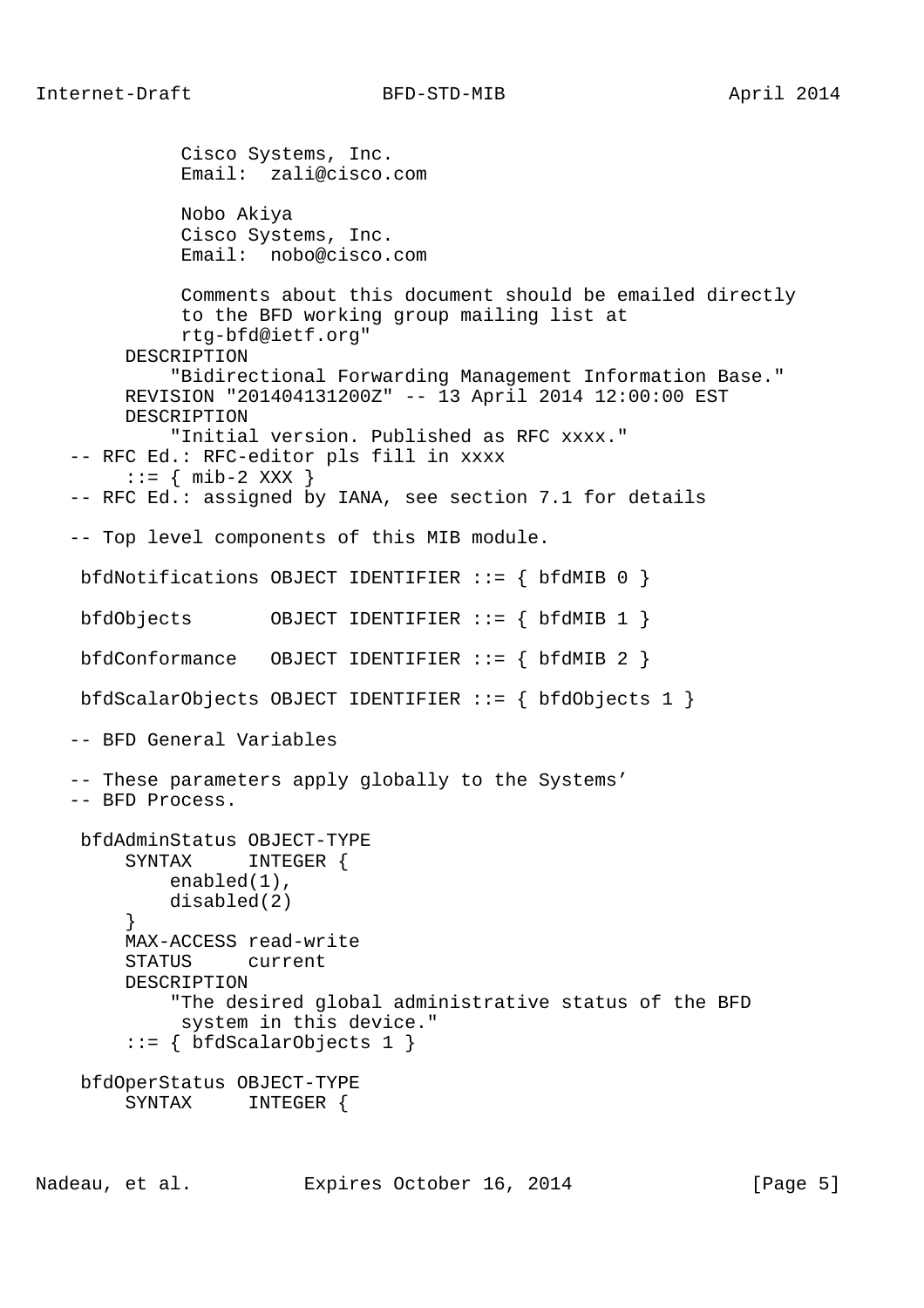```
            Cisco Systems, Inc.
            Email:  zali@cisco.com

            Nobo Akiya
            Cisco Systems, Inc.
            Email:  nobo@cisco.com

            Comments about this document should be emailed directly
            to the BFD working group mailing list at
            rtg-bfd@ietf.org"
       DESCRIPTION
           "Bidirectional Forwarding Management Information Base."
       REVISION "201404131200Z" -- 13 April 2014 12:00:00 EST
       DESCRIPTION
           "Initial version. Published as RFC xxxx."
   -- RFC Ed.: RFC-editor pls fill in xxxx
       ::= { mib-2 XXX }
   -- RFC Ed.: assigned by IANA, see section 7.1 for details

   -- Top level components of this MIB module.

    bfdNotifications OBJECT IDENTIFIER ::= { bfdMIB 0 }

    bfdObjects       OBJECT IDENTIFIER ::= { bfdMIB 1 }

    bfdConformance   OBJECT IDENTIFIER ::= { bfdMIB 2 }

    bfdScalarObjects OBJECT IDENTIFIER ::= { bfdObjects 1 }

   -- BFD General Variables

   -- These parameters apply globally to the Systems'
   -- BFD Process.

    bfdAdminStatus OBJECT-TYPE
        SYNTAX     INTEGER {
            enabled(1),
            disabled(2)
        }
        MAX-ACCESS read-write
        STATUS     current
        DESCRIPTION
            "The desired global administrative status of the BFD
             system in this device."
        ::= { bfdScalarObjects 1 }

    bfdOperStatus OBJECT-TYPE
        SYNTAX     INTEGER {
```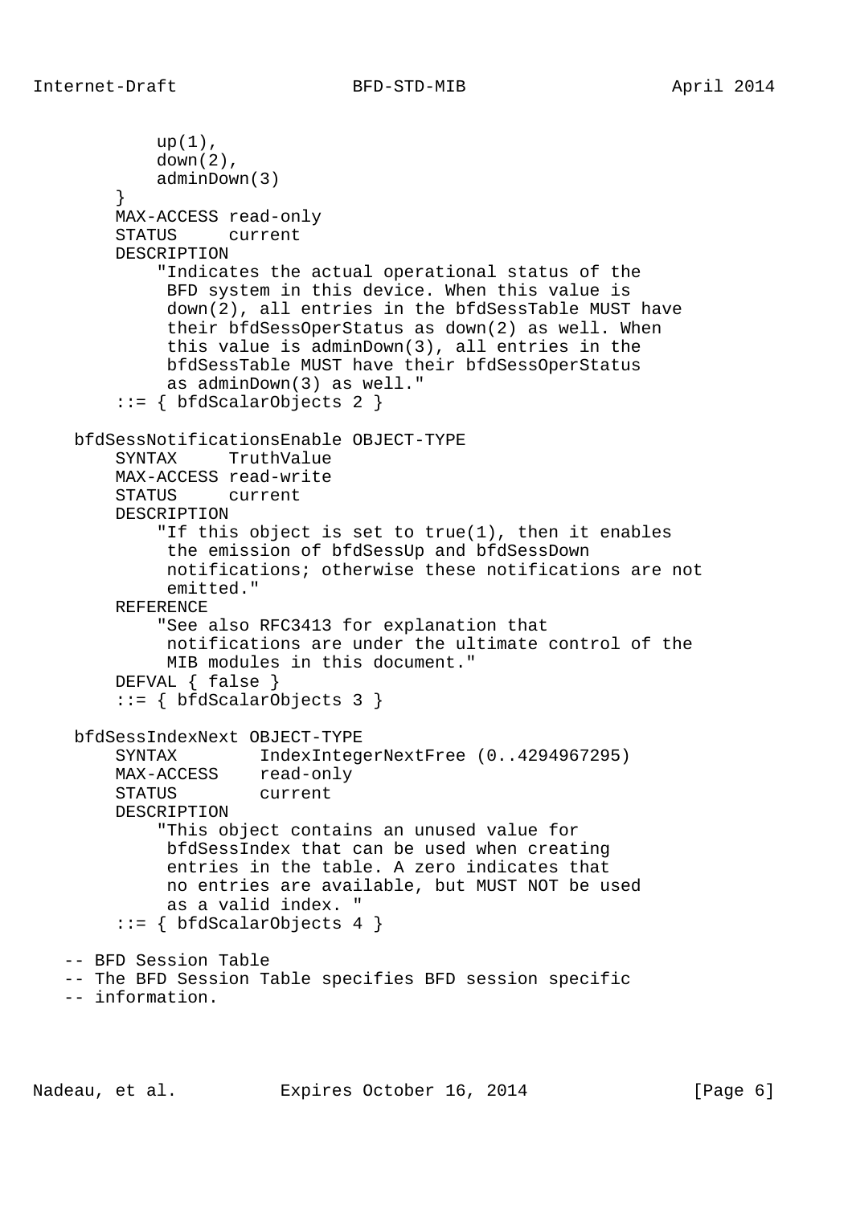```
            up(1),
            down(2),
            adminDown(3)
        }
        MAX-ACCESS read-only
        STATUS     current
        DESCRIPTION
            "Indicates the actual operational status of the
             BFD system in this device. When this value is
             down(2), all entries in the bfdSessTable MUST have
             their bfdSessOperStatus as down(2) as well. When
             this value is adminDown(3), all entries in the
             bfdSessTable MUST have their bfdSessOperStatus
             as adminDown(3) as well."
        ::= { bfdScalarObjects 2 }

    bfdSessNotificationsEnable OBJECT-TYPE
        SYNTAX     TruthValue
        MAX-ACCESS read-write
        STATUS     current
        DESCRIPTION
            "If this object is set to true(1), then it enables
             the emission of bfdSessUp and bfdSessDown
             notifications; otherwise these notifications are not
             emitted."
        REFERENCE
            "See also RFC3413 for explanation that
             notifications are under the ultimate control of the
             MIB modules in this document."
        DEFVAL { false }
        ::= { bfdScalarObjects 3 }

    bfdSessIndexNext OBJECT-TYPE
        SYNTAX        IndexIntegerNextFree (0..4294967295)
        MAX-ACCESS    read-only
        STATUS        current
        DESCRIPTION
            "This object contains an unused value for
             bfdSessIndex that can be used when creating
             entries in the table. A zero indicates that
             no entries are available, but MUST NOT be used
             as a valid index. "
        ::= { bfdScalarObjects 4 }

   -- BFD Session Table
   -- The BFD Session Table specifies BFD session specific
   -- information.
```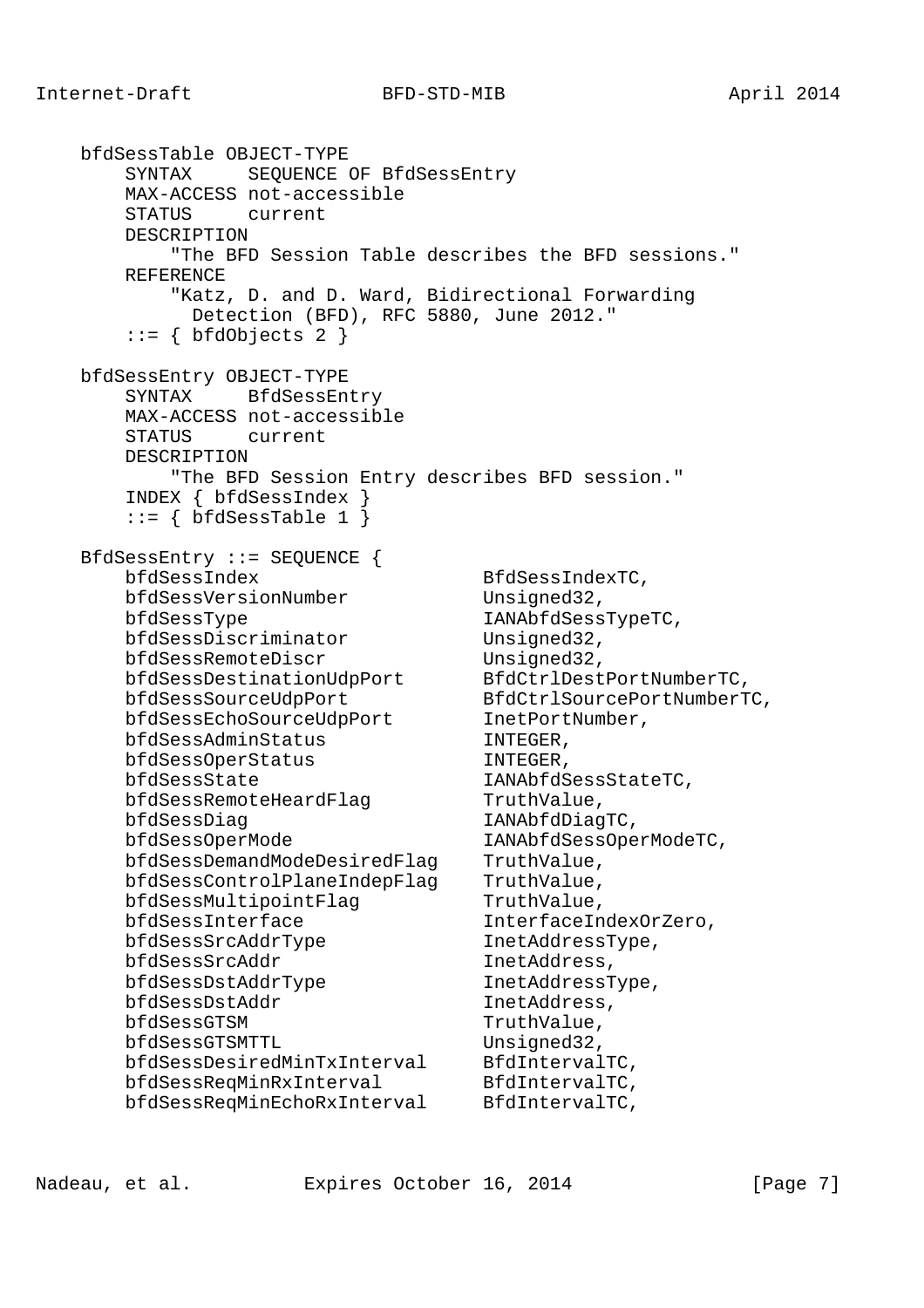```
   bfdSessTable OBJECT-TYPE
       SYNTAX     SEQUENCE OF BfdSessEntry
       MAX-ACCESS not-accessible
       STATUS     current
       DESCRIPTION
           "The BFD Session Table describes the BFD sessions."
       REFERENCE
           "Katz, D. and D. Ward, Bidirectional Forwarding
             Detection (BFD), RFC 5880, June 2012."
       ::= { bfdObjects 2 }

   bfdSessEntry OBJECT-TYPE
       SYNTAX     BfdSessEntry
       MAX-ACCESS not-accessible
       STATUS     current
       DESCRIPTION
           "The BFD Session Entry describes BFD session."
       INDEX { bfdSessIndex }
       ::= { bfdSessTable 1 }

   BfdSessEntry ::= SEQUENCE {
       bfdSessIndex                   BfdSessIndexTC,
       bfdSessVersionNumber           Unsigned32,
       bfdSessType                    IANAbfdSessTypeTC,
       bfdSessDiscriminator           Unsigned32,
       bfdSessRemoteDiscr             Unsigned32,
       bfdSessDestinationUdpPort      BfdCtrlDestPortNumberTC,
       bfdSessSourceUdpPort           BfdCtrlSourcePortNumberTC,
       bfdSessEchoSourceUdpPort       InetPortNumber,
       bfdSessAdminStatus             INTEGER,
       bfdSessOperStatus              INTEGER,
       bfdSessState                   IANAbfdSessStateTC,
       bfdSessRemoteHeardFlag         TruthValue,
       bfdSessDiag                    IANAbfdDiagTC,
       bfdSessOperMode                IANAbfdSessOperModeTC,
       bfdSessDemandModeDesiredFlag   TruthValue,
       bfdSessControlPlaneIndepFlag   TruthValue,
       bfdSessMultipointFlag          TruthValue,
       bfdSessInterface               InterfaceIndexOrZero,
       bfdSessSrcAddrType             InetAddressType,
       bfdSessSrcAddr                 InetAddress,
       bfdSessDstAddrType             InetAddressType,
       bfdSessDstAddr                 InetAddress,
       bfdSessGTSM                    TruthValue,
       bfdSessGTSMTTL                 Unsigned32,
       bfdSessDesiredMinTxInterval    BfdIntervalTC,
       bfdSessReqMinRxInterval        BfdIntervalTC,
       bfdSessReqMinEchoRxInterval    BfdIntervalTC,
```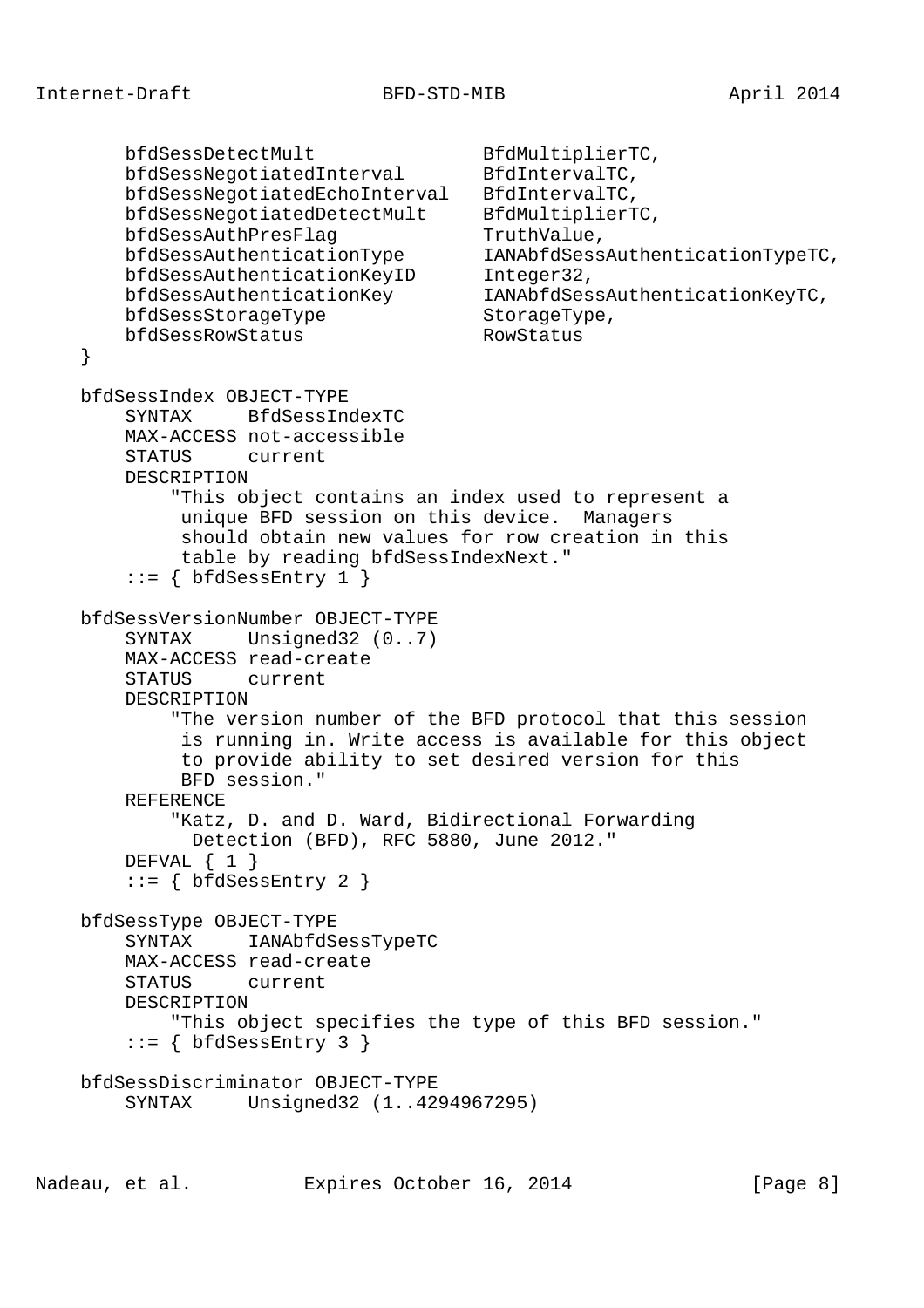```
        bfdSessDetectMult               BfdMultiplierTC,
        bfdSessNegotiatedInterval       BfdIntervalTC,
        bfdSessNegotiatedEchoInterval   BfdIntervalTC,
        bfdSessNegotiatedDetectMult     BfdMultiplierTC,
        bfdSessAuthPresFlag             TruthValue,
        bfdSessAuthenticationType       IANAbfdSessAuthenticationTypeTC,
        bfdSessAuthenticationKeyID      Integer32,
        bfdSessAuthenticationKey        IANAbfdSessAuthenticationKeyTC,
        bfdSessStorageType              StorageType,
        bfdSessRowStatus                RowStatus
    }

    bfdSessIndex OBJECT-TYPE
        SYNTAX     BfdSessIndexTC
        MAX-ACCESS not-accessible
        STATUS     current
        DESCRIPTION
            "This object contains an index used to represent a
             unique BFD session on this device.  Managers
             should obtain new values for row creation in this
             table by reading bfdSessIndexNext."
        ::= { bfdSessEntry 1 }

    bfdSessVersionNumber OBJECT-TYPE
        SYNTAX     Unsigned32 (0..7)
        MAX-ACCESS read-create
        STATUS     current
        DESCRIPTION
            "The version number of the BFD protocol that this session
             is running in. Write access is available for this object
             to provide ability to set desired version for this
             BFD session."
        REFERENCE
            "Katz, D. and D. Ward, Bidirectional Forwarding
              Detection (BFD), RFC 5880, June 2012."
        DEFVAL { 1 }
        ::= { bfdSessEntry 2 }

    bfdSessType OBJECT-TYPE
        SYNTAX     IANAbfdSessTypeTC
        MAX-ACCESS read-create
        STATUS     current
        DESCRIPTION
            "This object specifies the type of this BFD session."
        ::= { bfdSessEntry 3 }

    bfdSessDiscriminator OBJECT-TYPE
        SYNTAX     Unsigned32 (1..4294967295)
```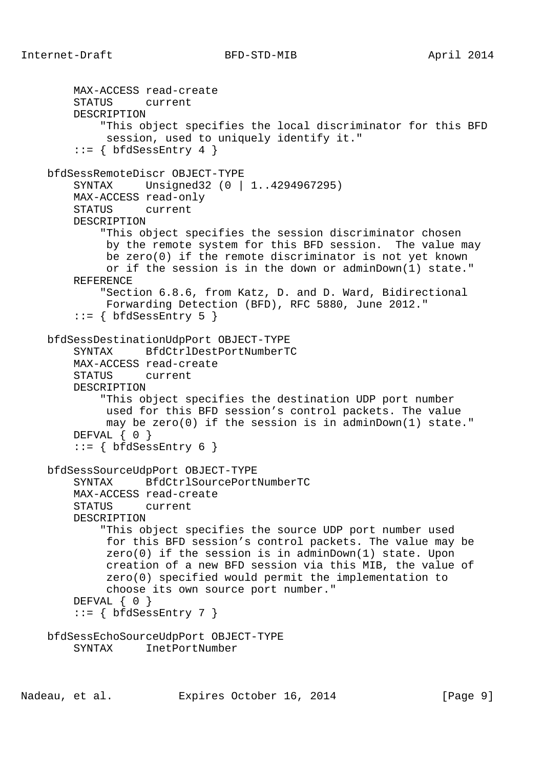```
        MAX-ACCESS read-create
        STATUS     current
        DESCRIPTION
            "This object specifies the local discriminator for this BFD
             session, used to uniquely identify it."
        ::= { bfdSessEntry 4 }

    bfdSessRemoteDiscr OBJECT-TYPE
        SYNTAX     Unsigned32 (0 | 1..4294967295)
        MAX-ACCESS read-only
        STATUS     current
        DESCRIPTION
            "This object specifies the session discriminator chosen
             by the remote system for this BFD session.  The value may
             be zero(0) if the remote discriminator is not yet known
             or if the session is in the down or adminDown(1) state."
        REFERENCE
            "Section 6.8.6, from Katz, D. and D. Ward, Bidirectional
             Forwarding Detection (BFD), RFC 5880, June 2012."
        ::= { bfdSessEntry 5 }

    bfdSessDestinationUdpPort OBJECT-TYPE
        SYNTAX     BfdCtrlDestPortNumberTC
        MAX-ACCESS read-create
        STATUS     current
        DESCRIPTION
            "This object specifies the destination UDP port number
             used for this BFD session's control packets. The value
             may be zero(0) if the session is in adminDown(1) state."
        DEFVAL { 0 }
        ::= { bfdSessEntry 6 }

    bfdSessSourceUdpPort OBJECT-TYPE
        SYNTAX     BfdCtrlSourcePortNumberTC
        MAX-ACCESS read-create
        STATUS     current
        DESCRIPTION
            "This object specifies the source UDP port number used
             for this BFD session's control packets. The value may be
             zero(0) if the session is in adminDown(1) state. Upon
             creation of a new BFD session via this MIB, the value of
             zero(0) specified would permit the implementation to
             choose its own source port number."
        DEFVAL { 0 }
        ::= { bfdSessEntry 7 }

    bfdSessEchoSourceUdpPort OBJECT-TYPE
        SYNTAX     InetPortNumber
```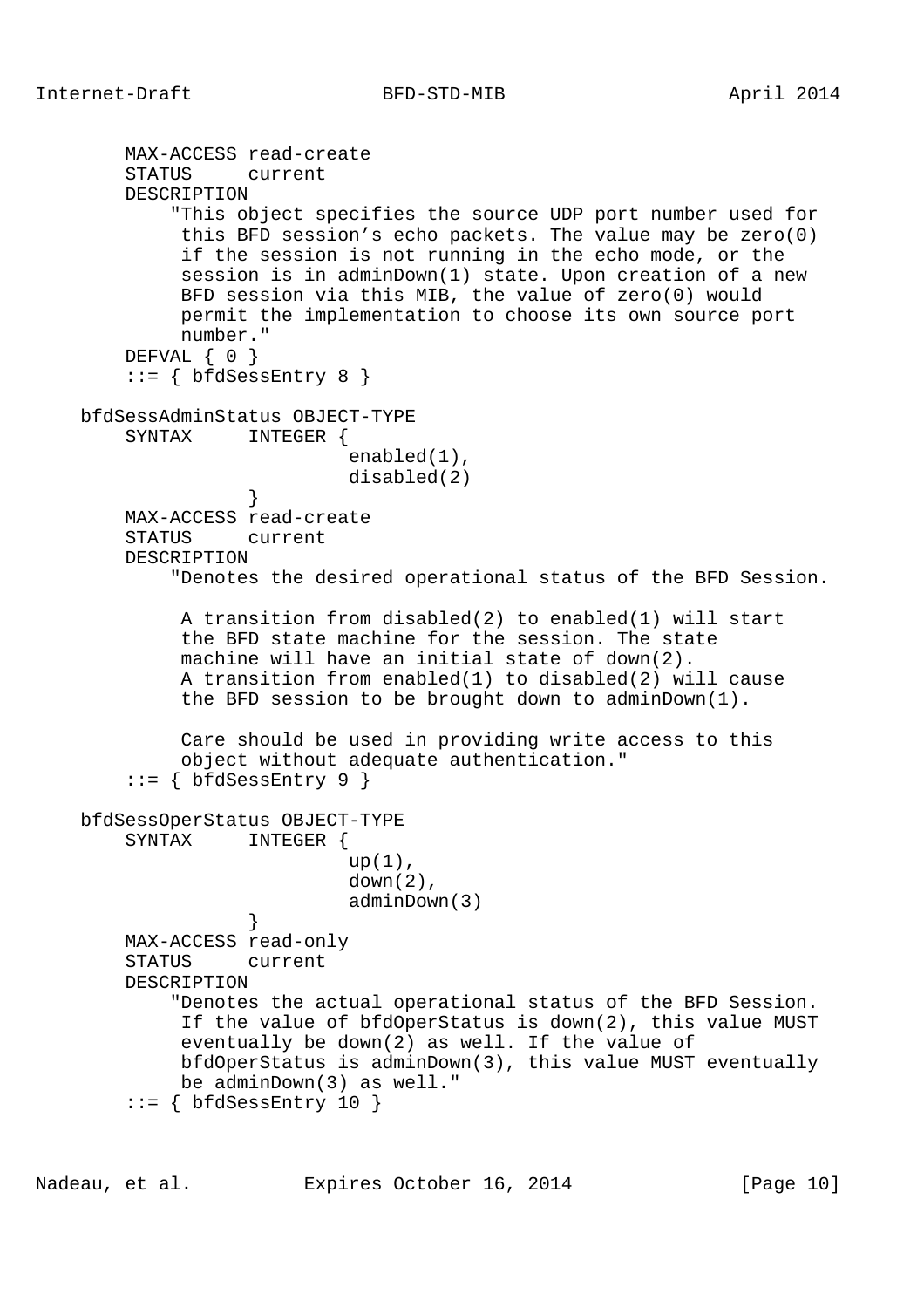```
       MAX-ACCESS read-create
       STATUS     current
       DESCRIPTION
           "This object specifies the source UDP port number used for
            this BFD session's echo packets. The value may be zero(0)
            if the session is not running in the echo mode, or the
            session is in adminDown(1) state. Upon creation of a new
            BFD session via this MIB, the value of zero(0) would
            permit the implementation to choose its own source port
            number."
       DEFVAL { 0 }
       ::= { bfdSessEntry 8 }

   bfdSessAdminStatus OBJECT-TYPE
       SYNTAX     INTEGER {
                          enabled(1),
                          disabled(2)
                  }
       MAX-ACCESS read-create
       STATUS     current
       DESCRIPTION
           "Denotes the desired operational status of the BFD Session.

            A transition from disabled(2) to enabled(1) will start
            the BFD state machine for the session. The state
            machine will have an initial state of down(2).
            A transition from enabled(1) to disabled(2) will cause
            the BFD session to be brought down to adminDown(1).

            Care should be used in providing write access to this
            object without adequate authentication."
       ::= { bfdSessEntry 9 }

   bfdSessOperStatus OBJECT-TYPE
       SYNTAX     INTEGER {
                          up(1),
                          down(2),
                          adminDown(3)
                  }
       MAX-ACCESS read-only
       STATUS     current
       DESCRIPTION
           "Denotes the actual operational status of the BFD Session.
            If the value of bfdOperStatus is down(2), this value MUST
            eventually be down(2) as well. If the value of
            bfdOperStatus is adminDown(3), this value MUST eventually
            be adminDown(3) as well."
       ::= { bfdSessEntry 10 }
```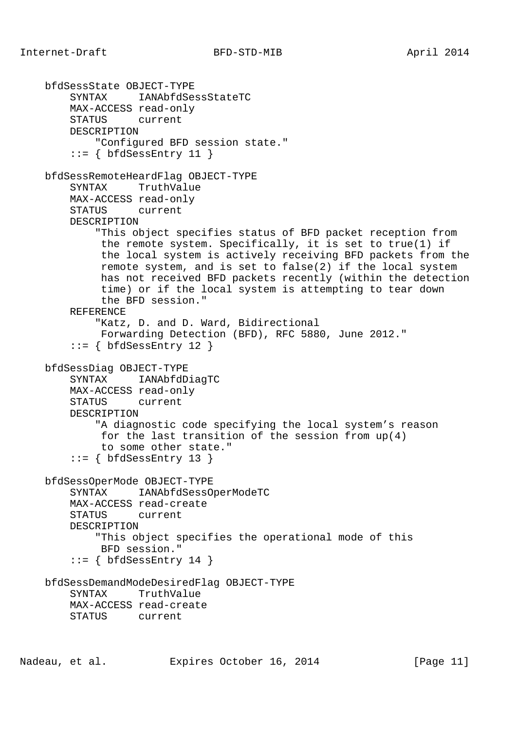```
    bfdSessState OBJECT-TYPE
        SYNTAX     IANAbfdSessStateTC
        MAX-ACCESS read-only
        STATUS     current
        DESCRIPTION
            "Configured BFD session state."
        ::= { bfdSessEntry 11 }

    bfdSessRemoteHeardFlag OBJECT-TYPE
        SYNTAX     TruthValue
        MAX-ACCESS read-only
        STATUS     current
        DESCRIPTION
            "This object specifies status of BFD packet reception from
             the remote system. Specifically, it is set to true(1) if
             the local system is actively receiving BFD packets from the
             remote system, and is set to false(2) if the local system
             has not received BFD packets recently (within the detection
             time) or if the local system is attempting to tear down
             the BFD session."
        REFERENCE
            "Katz, D. and D. Ward, Bidirectional
             Forwarding Detection (BFD), RFC 5880, June 2012."
        ::= { bfdSessEntry 12 }

    bfdSessDiag OBJECT-TYPE
        SYNTAX     IANAbfdDiagTC
        MAX-ACCESS read-only
        STATUS     current
        DESCRIPTION
            "A diagnostic code specifying the local system's reason
             for the last transition of the session from up(4)
             to some other state."
        ::= { bfdSessEntry 13 }

    bfdSessOperMode OBJECT-TYPE
        SYNTAX     IANAbfdSessOperModeTC
        MAX-ACCESS read-create
        STATUS     current
        DESCRIPTION
            "This object specifies the operational mode of this
             BFD session."
        ::= { bfdSessEntry 14 }

    bfdSessDemandModeDesiredFlag OBJECT-TYPE
        SYNTAX     TruthValue
        MAX-ACCESS read-create
        STATUS     current
```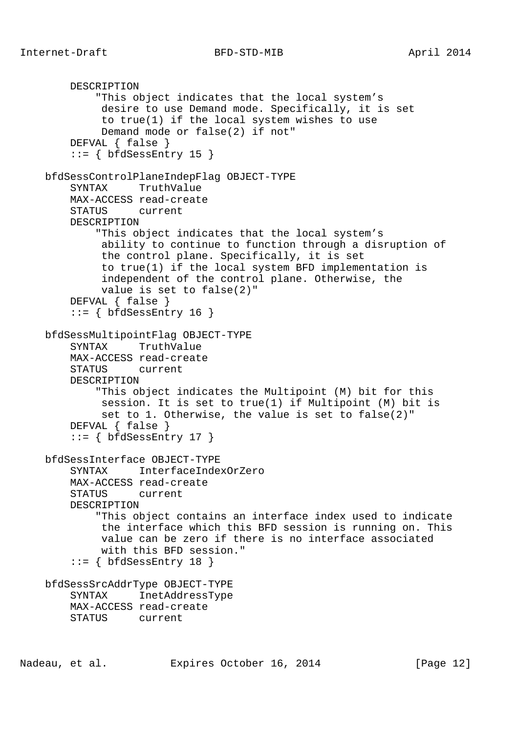```
        DESCRIPTION
            "This object indicates that the local system's
             desire to use Demand mode. Specifically, it is set
             to true(1) if the local system wishes to use
             Demand mode or false(2) if not"
        DEFVAL { false }
        ::= { bfdSessEntry 15 }

    bfdSessControlPlaneIndepFlag OBJECT-TYPE
        SYNTAX     TruthValue
        MAX-ACCESS read-create
        STATUS     current
        DESCRIPTION
            "This object indicates that the local system's
             ability to continue to function through a disruption of
             the control plane. Specifically, it is set
             to true(1) if the local system BFD implementation is
             independent of the control plane. Otherwise, the
             value is set to false(2)"
        DEFVAL { false }
        ::= { bfdSessEntry 16 }

    bfdSessMultipointFlag OBJECT-TYPE
        SYNTAX     TruthValue
        MAX-ACCESS read-create
        STATUS     current
        DESCRIPTION
            "This object indicates the Multipoint (M) bit for this
             session. It is set to true(1) if Multipoint (M) bit is
             set to 1. Otherwise, the value is set to false(2)"
        DEFVAL { false }
        ::= { bfdSessEntry 17 }

    bfdSessInterface OBJECT-TYPE
        SYNTAX     InterfaceIndexOrZero
        MAX-ACCESS read-create
        STATUS     current
        DESCRIPTION
            "This object contains an interface index used to indicate
             the interface which this BFD session is running on. This
             value can be zero if there is no interface associated
             with this BFD session."
        ::= { bfdSessEntry 18 }

    bfdSessSrcAddrType OBJECT-TYPE
        SYNTAX     InetAddressType
        MAX-ACCESS read-create
        STATUS     current
```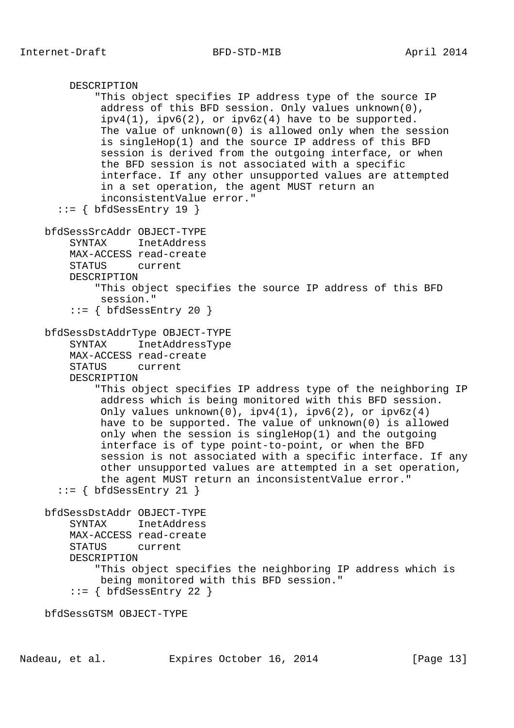```
        DESCRIPTION
            "This object specifies IP address type of the source IP
             address of this BFD session. Only values unknown(0),
             ipv4(1), ipv6(2), or ipv6z(4) have to be supported.
             The value of unknown(0) is allowed only when the session
             is singleHop(1) and the source IP address of this BFD
             session is derived from the outgoing interface, or when
             the BFD session is not associated with a specific
             interface. If any other unsupported values are attempted
             in a set operation, the agent MUST return an
             inconsistentValue error."
      ::= { bfdSessEntry 19 }

    bfdSessSrcAddr OBJECT-TYPE
        SYNTAX     InetAddress
        MAX-ACCESS read-create
        STATUS     current
        DESCRIPTION
            "This object specifies the source IP address of this BFD
             session."
        ::= { bfdSessEntry 20 }

    bfdSessDstAddrType OBJECT-TYPE
        SYNTAX     InetAddressType
        MAX-ACCESS read-create
        STATUS     current
        DESCRIPTION
            "This object specifies IP address type of the neighboring IP
             address which is being monitored with this BFD session.
             Only values unknown(0), ipv4(1), ipv6(2), or ipv6z(4)
             have to be supported. The value of unknown(0) is allowed
             only when the session is singleHop(1) and the outgoing
             interface is of type point-to-point, or when the BFD
             session is not associated with a specific interface. If any
             other unsupported values are attempted in a set operation,
             the agent MUST return an inconsistentValue error."
      ::= { bfdSessEntry 21 }

    bfdSessDstAddr OBJECT-TYPE
        SYNTAX     InetAddress
        MAX-ACCESS read-create
        STATUS     current
        DESCRIPTION
            "This object specifies the neighboring IP address which is
             being monitored with this BFD session."
        ::= { bfdSessEntry 22 }

    bfdSessGTSM OBJECT-TYPE
```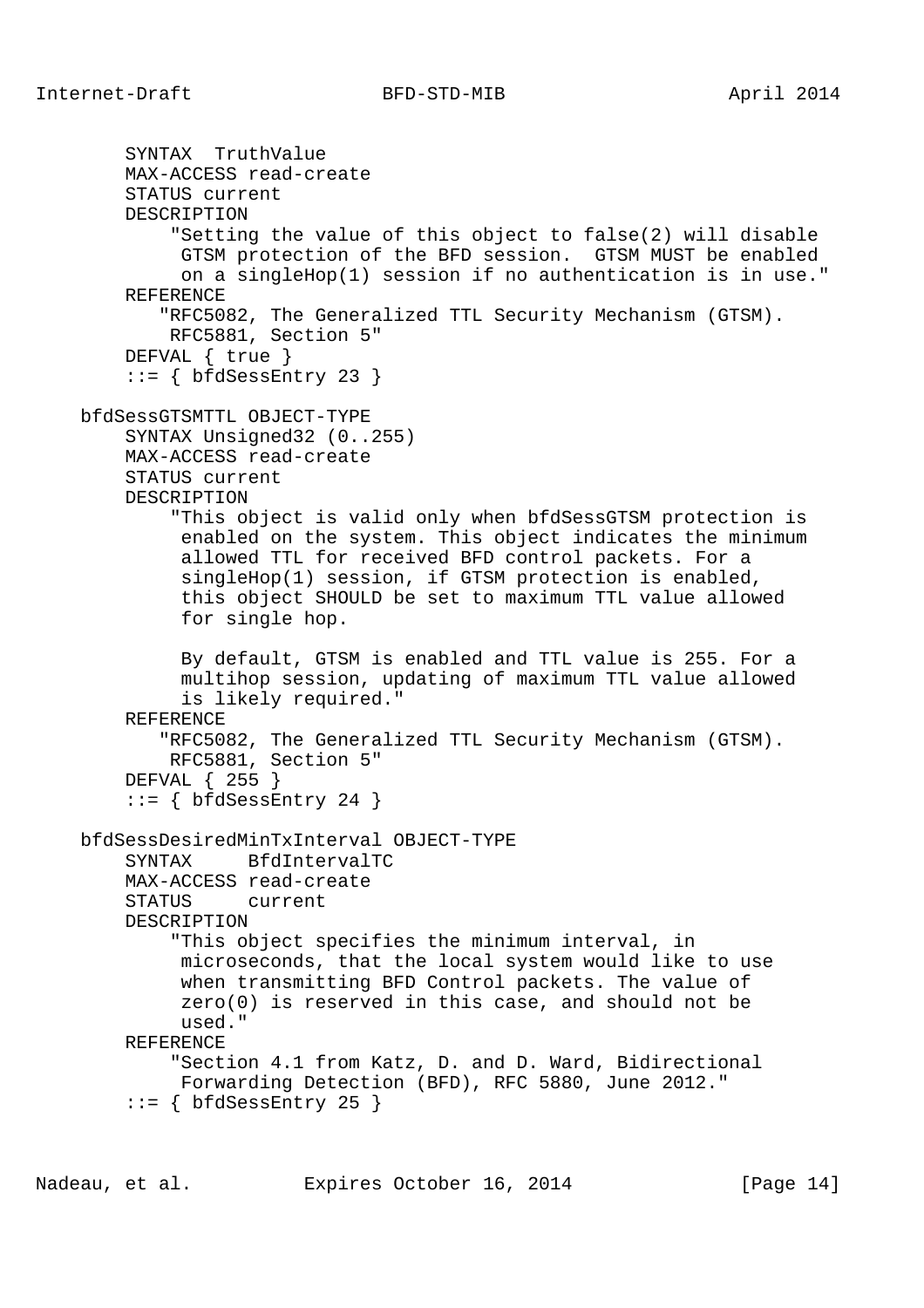```
        SYNTAX  TruthValue
        MAX-ACCESS read-create
        STATUS current
        DESCRIPTION
            "Setting the value of this object to false(2) will disable
             GTSM protection of the BFD session.  GTSM MUST be enabled
             on a singleHop(1) session if no authentication is in use."
        REFERENCE
           "RFC5082, The Generalized TTL Security Mechanism (GTSM).
            RFC5881, Section 5"
        DEFVAL { true }
        ::= { bfdSessEntry 23 }

    bfdSessGTSMTTL OBJECT-TYPE
        SYNTAX Unsigned32 (0..255)
        MAX-ACCESS read-create
        STATUS current
        DESCRIPTION
            "This object is valid only when bfdSessGTSM protection is
             enabled on the system. This object indicates the minimum
             allowed TTL for received BFD control packets. For a
             singleHop(1) session, if GTSM protection is enabled,
             this object SHOULD be set to maximum TTL value allowed
             for single hop.

             By default, GTSM is enabled and TTL value is 255. For a
             multihop session, updating of maximum TTL value allowed
             is likely required."
        REFERENCE
           "RFC5082, The Generalized TTL Security Mechanism (GTSM).
            RFC5881, Section 5"
        DEFVAL { 255 }
        ::= { bfdSessEntry 24 }

    bfdSessDesiredMinTxInterval OBJECT-TYPE
        SYNTAX     BfdIntervalTC
        MAX-ACCESS read-create
        STATUS     current
        DESCRIPTION
            "This object specifies the minimum interval, in
             microseconds, that the local system would like to use
             when transmitting BFD Control packets. The value of
             zero(0) is reserved in this case, and should not be
             used."
        REFERENCE
            "Section 4.1 from Katz, D. and D. Ward, Bidirectional
             Forwarding Detection (BFD), RFC 5880, June 2012."
        ::= { bfdSessEntry 25 }
```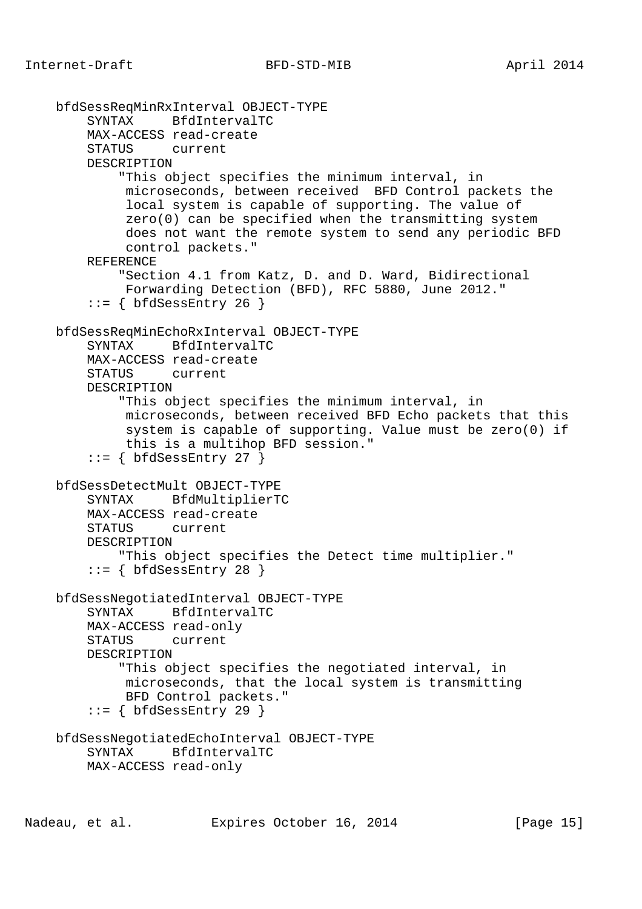```
    bfdSessReqMinRxInterval OBJECT-TYPE
        SYNTAX     BfdIntervalTC
        MAX-ACCESS read-create
        STATUS     current
        DESCRIPTION
            "This object specifies the minimum interval, in
             microseconds, between received  BFD Control packets the
             local system is capable of supporting. The value of
             zero(0) can be specified when the transmitting system
             does not want the remote system to send any periodic BFD
             control packets."
        REFERENCE
            "Section 4.1 from Katz, D. and D. Ward, Bidirectional
             Forwarding Detection (BFD), RFC 5880, June 2012."
        ::= { bfdSessEntry 26 }

    bfdSessReqMinEchoRxInterval OBJECT-TYPE
        SYNTAX     BfdIntervalTC
        MAX-ACCESS read-create
        STATUS     current
        DESCRIPTION
            "This object specifies the minimum interval, in
             microseconds, between received BFD Echo packets that this
             system is capable of supporting. Value must be zero(0) if
             this is a multihop BFD session."
        ::= { bfdSessEntry 27 }

    bfdSessDetectMult OBJECT-TYPE
        SYNTAX     BfdMultiplierTC
        MAX-ACCESS read-create
        STATUS     current
        DESCRIPTION
            "This object specifies the Detect time multiplier."
        ::= { bfdSessEntry 28 }

    bfdSessNegotiatedInterval OBJECT-TYPE
        SYNTAX     BfdIntervalTC
        MAX-ACCESS read-only
        STATUS     current
        DESCRIPTION
            "This object specifies the negotiated interval, in
             microseconds, that the local system is transmitting
             BFD Control packets."
        ::= { bfdSessEntry 29 }

    bfdSessNegotiatedEchoInterval OBJECT-TYPE
        SYNTAX     BfdIntervalTC
        MAX-ACCESS read-only
```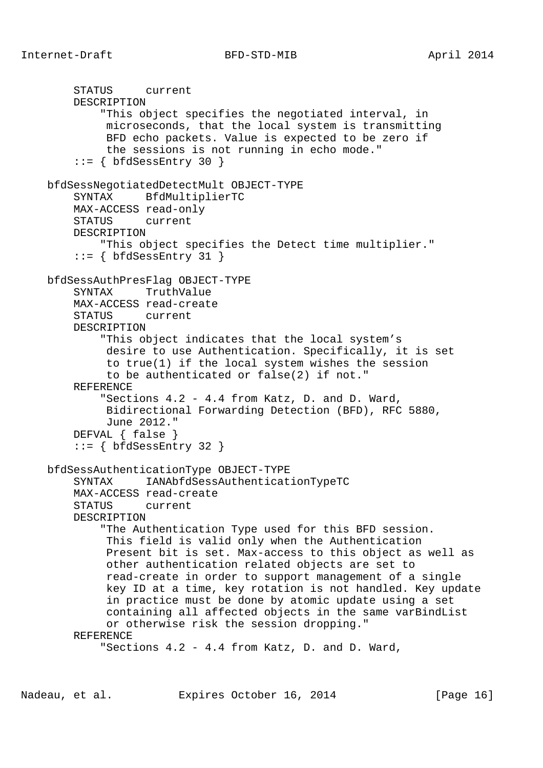```
        STATUS     current
        DESCRIPTION
            "This object specifies the negotiated interval, in
             microseconds, that the local system is transmitting
             BFD echo packets. Value is expected to be zero if
             the sessions is not running in echo mode."
        ::= { bfdSessEntry 30 }

    bfdSessNegotiatedDetectMult OBJECT-TYPE
        SYNTAX     BfdMultiplierTC
        MAX-ACCESS read-only
        STATUS     current
        DESCRIPTION
            "This object specifies the Detect time multiplier."
        ::= { bfdSessEntry 31 }

    bfdSessAuthPresFlag OBJECT-TYPE
        SYNTAX     TruthValue
        MAX-ACCESS read-create
        STATUS     current
        DESCRIPTION
            "This object indicates that the local system's
             desire to use Authentication. Specifically, it is set
             to true(1) if the local system wishes the session
             to be authenticated or false(2) if not."
        REFERENCE
            "Sections 4.2 - 4.4 from Katz, D. and D. Ward,
             Bidirectional Forwarding Detection (BFD), RFC 5880,
             June 2012."
        DEFVAL { false }
        ::= { bfdSessEntry 32 }

    bfdSessAuthenticationType OBJECT-TYPE
        SYNTAX     IANAbfdSessAuthenticationTypeTC
        MAX-ACCESS read-create
        STATUS     current
        DESCRIPTION
            "The Authentication Type used for this BFD session.
             This field is valid only when the Authentication
             Present bit is set. Max-access to this object as well as
             other authentication related objects are set to
             read-create in order to support management of a single
             key ID at a time, key rotation is not handled. Key update
             in practice must be done by atomic update using a set
             containing all affected objects in the same varBindList
             or otherwise risk the session dropping."
        REFERENCE
            "Sections 4.2 - 4.4 from Katz, D. and D. Ward,
```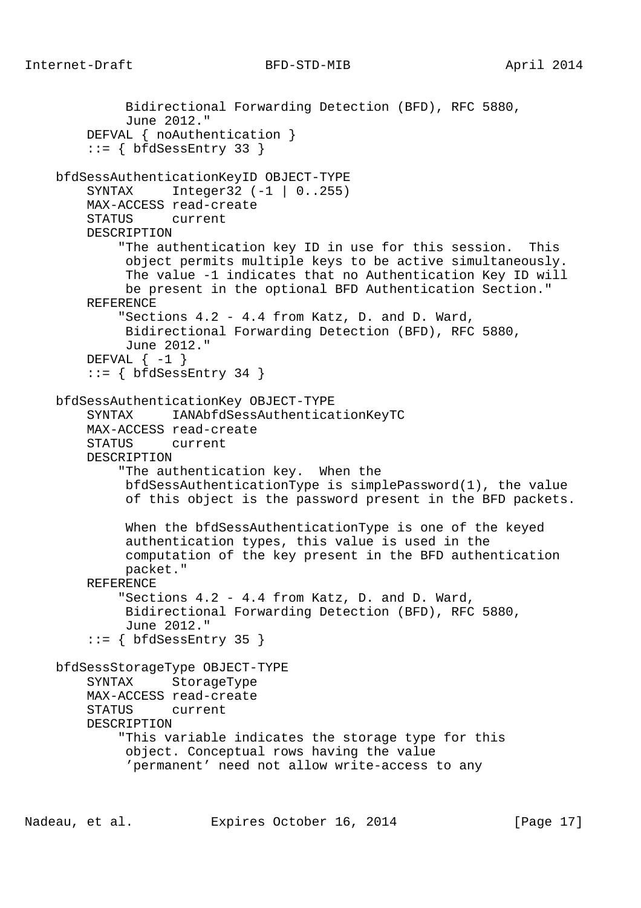```
           Bidirectional Forwarding Detection (BFD), RFC 5880,
           June 2012."
       DEFVAL { noAuthentication }
       ::= { bfdSessEntry 33 }

   bfdSessAuthenticationKeyID OBJECT-TYPE
       SYNTAX     Integer32 (-1 | 0..255)
       MAX-ACCESS read-create
       STATUS     current
       DESCRIPTION
           "The authentication key ID in use for this session.  This
            object permits multiple keys to be active simultaneously.
            The value -1 indicates that no Authentication Key ID will
            be present in the optional BFD Authentication Section."
       REFERENCE
           "Sections 4.2 - 4.4 from Katz, D. and D. Ward,
            Bidirectional Forwarding Detection (BFD), RFC 5880,
            June 2012."
       DEFVAL { -1 }
       ::= { bfdSessEntry 34 }

   bfdSessAuthenticationKey OBJECT-TYPE
       SYNTAX     IANAbfdSessAuthenticationKeyTC
       MAX-ACCESS read-create
       STATUS     current
       DESCRIPTION
           "The authentication key.  When the
            bfdSessAuthenticationType is simplePassword(1), the value
            of this object is the password present in the BFD packets.

            When the bfdSessAuthenticationType is one of the keyed
            authentication types, this value is used in the
            computation of the key present in the BFD authentication
            packet."
       REFERENCE
           "Sections 4.2 - 4.4 from Katz, D. and D. Ward,
            Bidirectional Forwarding Detection (BFD), RFC 5880,
            June 2012."
       ::= { bfdSessEntry 35 }

   bfdSessStorageType OBJECT-TYPE
       SYNTAX     StorageType
       MAX-ACCESS read-create
       STATUS     current
       DESCRIPTION
           "This variable indicates the storage type for this
            object. Conceptual rows having the value
            'permanent' need not allow write-access to any
```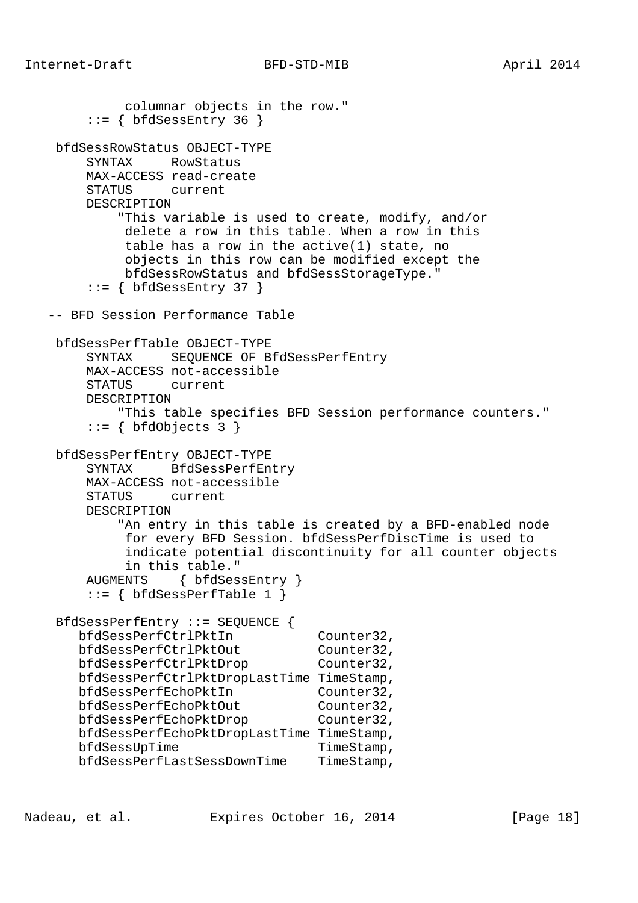```
             columnar objects in the row."
        ::= { bfdSessEntry 36 }

    bfdSessRowStatus OBJECT-TYPE
        SYNTAX     RowStatus
        MAX-ACCESS read-create
        STATUS     current
        DESCRIPTION
            "This variable is used to create, modify, and/or
             delete a row in this table. When a row in this
             table has a row in the active(1) state, no
             objects in this row can be modified except the
             bfdSessRowStatus and bfdSessStorageType."
        ::= { bfdSessEntry 37 }

   -- BFD Session Performance Table

    bfdSessPerfTable OBJECT-TYPE
        SYNTAX     SEQUENCE OF BfdSessPerfEntry
        MAX-ACCESS not-accessible
        STATUS     current
        DESCRIPTION
            "This table specifies BFD Session performance counters."
        ::= { bfdObjects 3 }

    bfdSessPerfEntry OBJECT-TYPE
        SYNTAX     BfdSessPerfEntry
        MAX-ACCESS not-accessible
        STATUS     current
        DESCRIPTION
            "An entry in this table is created by a BFD-enabled node
             for every BFD Session. bfdSessPerfDiscTime is used to
             indicate potential discontinuity for all counter objects
             in this table."
        AUGMENTS    { bfdSessEntry }
        ::= { bfdSessPerfTable 1 }

    BfdSessPerfEntry ::= SEQUENCE {
       bfdSessPerfCtrlPktIn           Counter32,
       bfdSessPerfCtrlPktOut          Counter32,
       bfdSessPerfCtrlPktDrop         Counter32,
       bfdSessPerfCtrlPktDropLastTime TimeStamp,
       bfdSessPerfEchoPktIn           Counter32,
       bfdSessPerfEchoPktOut          Counter32,
       bfdSessPerfEchoPktDrop         Counter32,
       bfdSessPerfEchoPktDropLastTime TimeStamp,
       bfdSessUpTime                  TimeStamp,
       bfdSessPerfLastSessDownTime    TimeStamp,
```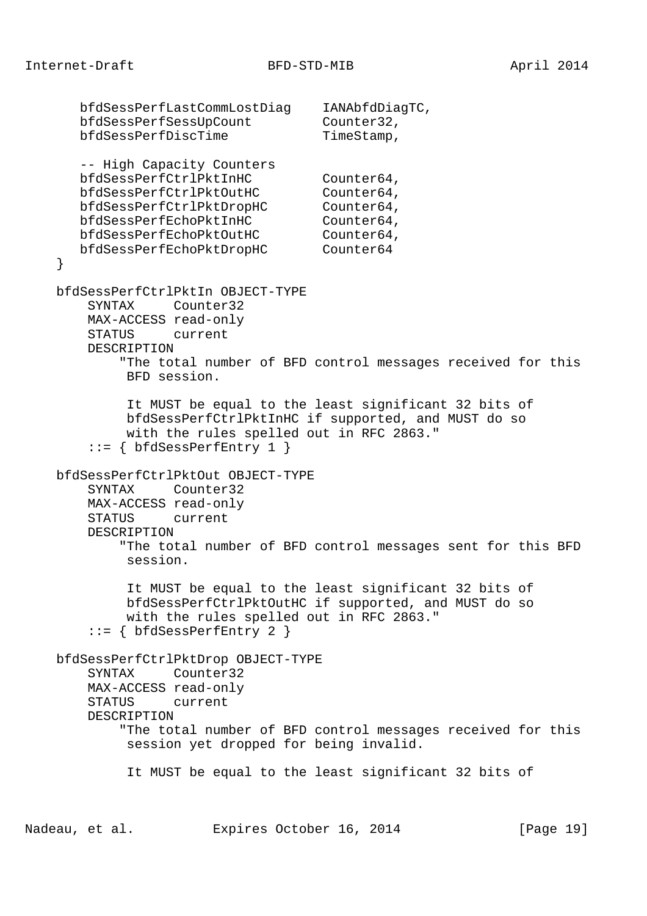```
      bfdSessPerfLastCommLostDiag    IANAbfdDiagTC,
      bfdSessPerfSessUpCount         Counter32,
      bfdSessPerfDiscTime            TimeStamp,

      -- High Capacity Counters
      bfdSessPerfCtrlPktInHC         Counter64,
      bfdSessPerfCtrlPktOutHC        Counter64,
      bfdSessPerfCtrlPktDropHC       Counter64,
      bfdSessPerfEchoPktInHC         Counter64,
      bfdSessPerfEchoPktOutHC        Counter64,
      bfdSessPerfEchoPktDropHC       Counter64
   }

   bfdSessPerfCtrlPktIn OBJECT-TYPE
       SYNTAX     Counter32
       MAX-ACCESS read-only
       STATUS     current
       DESCRIPTION
           "The total number of BFD control messages received for this
            BFD session.

            It MUST be equal to the least significant 32 bits of
            bfdSessPerfCtrlPktInHC if supported, and MUST do so
            with the rules spelled out in RFC 2863."
       ::= { bfdSessPerfEntry 1 }

   bfdSessPerfCtrlPktOut OBJECT-TYPE
       SYNTAX     Counter32
       MAX-ACCESS read-only
       STATUS     current
       DESCRIPTION
           "The total number of BFD control messages sent for this BFD
            session.

            It MUST be equal to the least significant 32 bits of
            bfdSessPerfCtrlPktOutHC if supported, and MUST do so
            with the rules spelled out in RFC 2863."
       ::= { bfdSessPerfEntry 2 }

   bfdSessPerfCtrlPktDrop OBJECT-TYPE
       SYNTAX     Counter32
       MAX-ACCESS read-only
       STATUS     current
       DESCRIPTION
           "The total number of BFD control messages received for this
            session yet dropped for being invalid.

            It MUST be equal to the least significant 32 bits of
```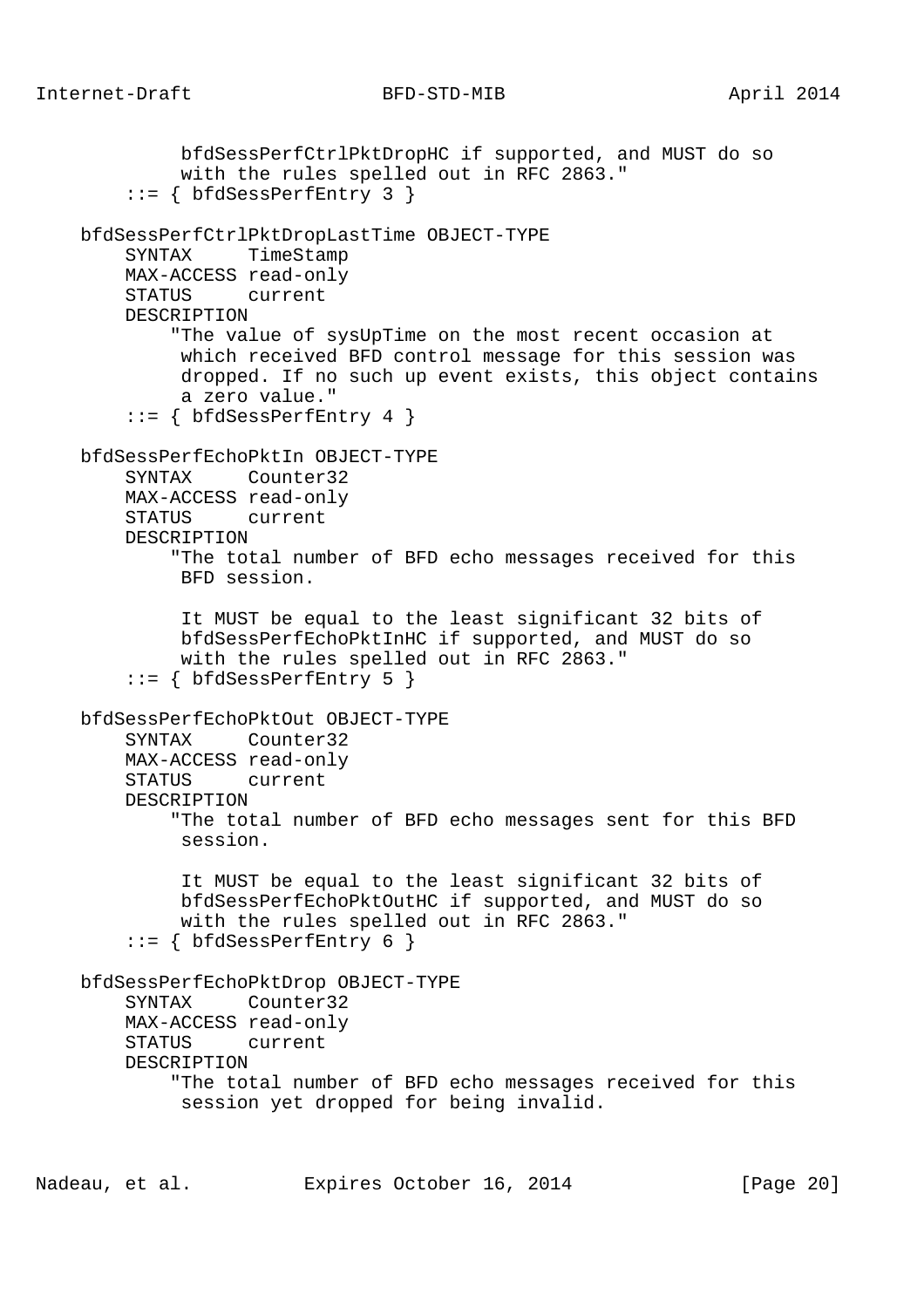```
             bfdSessPerfCtrlPktDropHC if supported, and MUST do so
             with the rules spelled out in RFC 2863."
        ::= { bfdSessPerfEntry 3 }

    bfdSessPerfCtrlPktDropLastTime OBJECT-TYPE
        SYNTAX     TimeStamp
        MAX-ACCESS read-only
        STATUS     current
        DESCRIPTION
            "The value of sysUpTime on the most recent occasion at
             which received BFD control message for this session was
             dropped. If no such up event exists, this object contains
             a zero value."
        ::= { bfdSessPerfEntry 4 }

    bfdSessPerfEchoPktIn OBJECT-TYPE
        SYNTAX     Counter32
        MAX-ACCESS read-only
        STATUS     current
        DESCRIPTION
            "The total number of BFD echo messages received for this
             BFD session.

             It MUST be equal to the least significant 32 bits of
             bfdSessPerfEchoPktInHC if supported, and MUST do so
             with the rules spelled out in RFC 2863."
        ::= { bfdSessPerfEntry 5 }

    bfdSessPerfEchoPktOut OBJECT-TYPE
        SYNTAX     Counter32
        MAX-ACCESS read-only
        STATUS     current
        DESCRIPTION
            "The total number of BFD echo messages sent for this BFD
             session.

             It MUST be equal to the least significant 32 bits of
             bfdSessPerfEchoPktOutHC if supported, and MUST do so
             with the rules spelled out in RFC 2863."
        ::= { bfdSessPerfEntry 6 }

    bfdSessPerfEchoPktDrop OBJECT-TYPE
        SYNTAX     Counter32
        MAX-ACCESS read-only
        STATUS     current
        DESCRIPTION
            "The total number of BFD echo messages received for this
             session yet dropped for being invalid.
```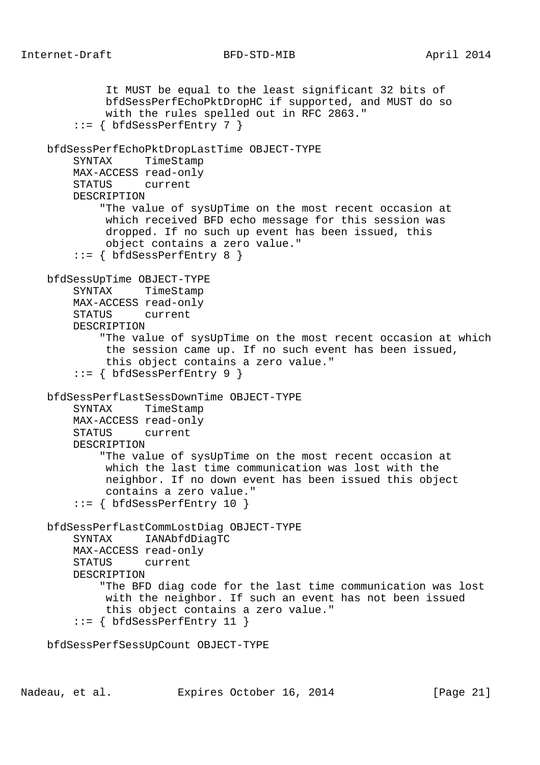```
            It MUST be equal to the least significant 32 bits of
            bfdSessPerfEchoPktDropHC if supported, and MUST do so
            with the rules spelled out in RFC 2863."
       ::= { bfdSessPerfEntry 7 }

   bfdSessPerfEchoPktDropLastTime OBJECT-TYPE
       SYNTAX     TimeStamp
       MAX-ACCESS read-only
       STATUS     current
       DESCRIPTION
           "The value of sysUpTime on the most recent occasion at
            which received BFD echo message for this session was
            dropped. If no such up event has been issued, this
            object contains a zero value."
       ::= { bfdSessPerfEntry 8 }

   bfdSessUpTime OBJECT-TYPE
       SYNTAX     TimeStamp
       MAX-ACCESS read-only
       STATUS     current
       DESCRIPTION
           "The value of sysUpTime on the most recent occasion at which
            the session came up. If no such event has been issued,
            this object contains a zero value."
       ::= { bfdSessPerfEntry 9 }

   bfdSessPerfLastSessDownTime OBJECT-TYPE
       SYNTAX     TimeStamp
       MAX-ACCESS read-only
       STATUS     current
       DESCRIPTION
           "The value of sysUpTime on the most recent occasion at
            which the last time communication was lost with the
            neighbor. If no down event has been issued this object
            contains a zero value."
       ::= { bfdSessPerfEntry 10 }

   bfdSessPerfLastCommLostDiag OBJECT-TYPE
       SYNTAX     IANAbfdDiagTC
       MAX-ACCESS read-only
       STATUS     current
       DESCRIPTION
           "The BFD diag code for the last time communication was lost
            with the neighbor. If such an event has not been issued
            this object contains a zero value."
       ::= { bfdSessPerfEntry 11 }

   bfdSessPerfSessUpCount OBJECT-TYPE
```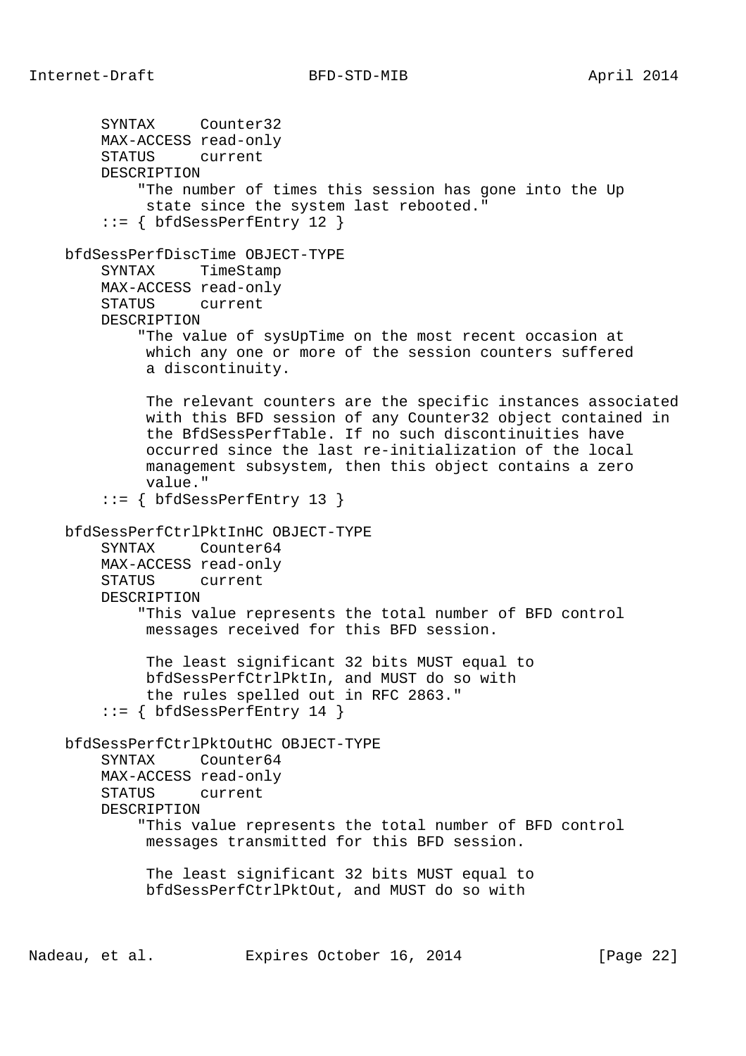```
        SYNTAX     Counter32
        MAX-ACCESS read-only
        STATUS     current
        DESCRIPTION
            "The number of times this session has gone into the Up
             state since the system last rebooted."
        ::= { bfdSessPerfEntry 12 }

    bfdSessPerfDiscTime OBJECT-TYPE
        SYNTAX     TimeStamp
        MAX-ACCESS read-only
        STATUS     current
        DESCRIPTION
            "The value of sysUpTime on the most recent occasion at
             which any one or more of the session counters suffered
             a discontinuity.

             The relevant counters are the specific instances associated
             with this BFD session of any Counter32 object contained in
             the BfdSessPerfTable. If no such discontinuities have
             occurred since the last re-initialization of the local
             management subsystem, then this object contains a zero
             value."
        ::= { bfdSessPerfEntry 13 }

    bfdSessPerfCtrlPktInHC OBJECT-TYPE
        SYNTAX     Counter64
        MAX-ACCESS read-only
        STATUS     current
        DESCRIPTION
            "This value represents the total number of BFD control
             messages received for this BFD session.

             The least significant 32 bits MUST equal to
             bfdSessPerfCtrlPktIn, and MUST do so with
             the rules spelled out in RFC 2863."
        ::= { bfdSessPerfEntry 14 }

    bfdSessPerfCtrlPktOutHC OBJECT-TYPE
        SYNTAX     Counter64
        MAX-ACCESS read-only
        STATUS     current
        DESCRIPTION
            "This value represents the total number of BFD control
             messages transmitted for this BFD session.

             The least significant 32 bits MUST equal to
             bfdSessPerfCtrlPktOut, and MUST do so with
```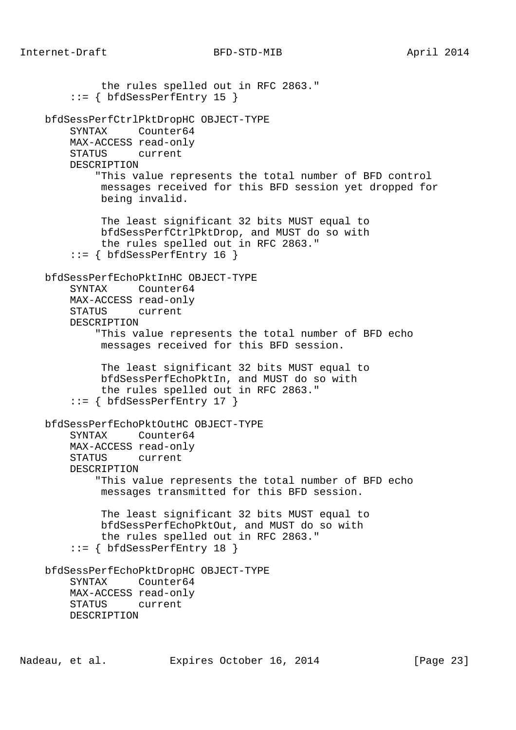```
            the rules spelled out in RFC 2863."
       ::= { bfdSessPerfEntry 15 }

    bfdSessPerfCtrlPktDropHC OBJECT-TYPE
        SYNTAX     Counter64
        MAX-ACCESS read-only
        STATUS     current
        DESCRIPTION
            "This value represents the total number of BFD control
             messages received for this BFD session yet dropped for
             being invalid.

             The least significant 32 bits MUST equal to
             bfdSessPerfCtrlPktDrop, and MUST do so with
             the rules spelled out in RFC 2863."
        ::= { bfdSessPerfEntry 16 }

    bfdSessPerfEchoPktInHC OBJECT-TYPE
        SYNTAX     Counter64
        MAX-ACCESS read-only
        STATUS     current
        DESCRIPTION
            "This value represents the total number of BFD echo
             messages received for this BFD session.

             The least significant 32 bits MUST equal to
             bfdSessPerfEchoPktIn, and MUST do so with
             the rules spelled out in RFC 2863."
        ::= { bfdSessPerfEntry 17 }

    bfdSessPerfEchoPktOutHC OBJECT-TYPE
        SYNTAX     Counter64
        MAX-ACCESS read-only
        STATUS     current
        DESCRIPTION
            "This value represents the total number of BFD echo
             messages transmitted for this BFD session.

             The least significant 32 bits MUST equal to
             bfdSessPerfEchoPktOut, and MUST do so with
             the rules spelled out in RFC 2863."
        ::= { bfdSessPerfEntry 18 }

    bfdSessPerfEchoPktDropHC OBJECT-TYPE
        SYNTAX     Counter64
        MAX-ACCESS read-only
        STATUS     current
        DESCRIPTION
```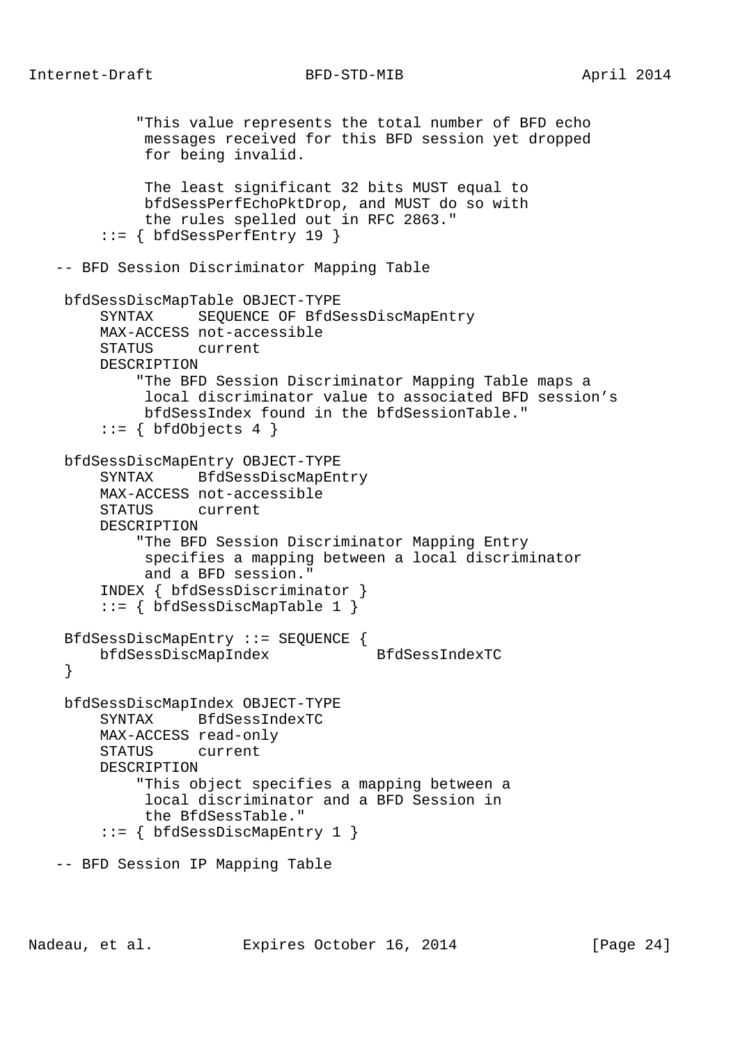```
           "This value represents the total number of BFD echo
            messages received for this BFD session yet dropped
            for being invalid.

            The least significant 32 bits MUST equal to
            bfdSessPerfEchoPktDrop, and MUST do so with
            the rules spelled out in RFC 2863."
       ::= { bfdSessPerfEntry 19 }

   -- BFD Session Discriminator Mapping Table

    bfdSessDiscMapTable OBJECT-TYPE
        SYNTAX     SEQUENCE OF BfdSessDiscMapEntry
        MAX-ACCESS not-accessible
        STATUS     current
        DESCRIPTION
            "The BFD Session Discriminator Mapping Table maps a
             local discriminator value to associated BFD session's
             bfdSessIndex found in the bfdSessionTable."
        ::= { bfdObjects 4 }

    bfdSessDiscMapEntry OBJECT-TYPE
        SYNTAX     BfdSessDiscMapEntry
        MAX-ACCESS not-accessible
        STATUS     current
        DESCRIPTION
            "The BFD Session Discriminator Mapping Entry
             specifies a mapping between a local discriminator
             and a BFD session."
        INDEX { bfdSessDiscriminator }
        ::= { bfdSessDiscMapTable 1 }

    BfdSessDiscMapEntry ::= SEQUENCE {
        bfdSessDiscMapIndex            BfdSessIndexTC
    }

    bfdSessDiscMapIndex OBJECT-TYPE
        SYNTAX     BfdSessIndexTC
        MAX-ACCESS read-only
        STATUS     current
        DESCRIPTION
            "This object specifies a mapping between a
             local discriminator and a BFD Session in
             the BfdSessTable."
        ::= { bfdSessDiscMapEntry 1 }

   -- BFD Session IP Mapping Table
```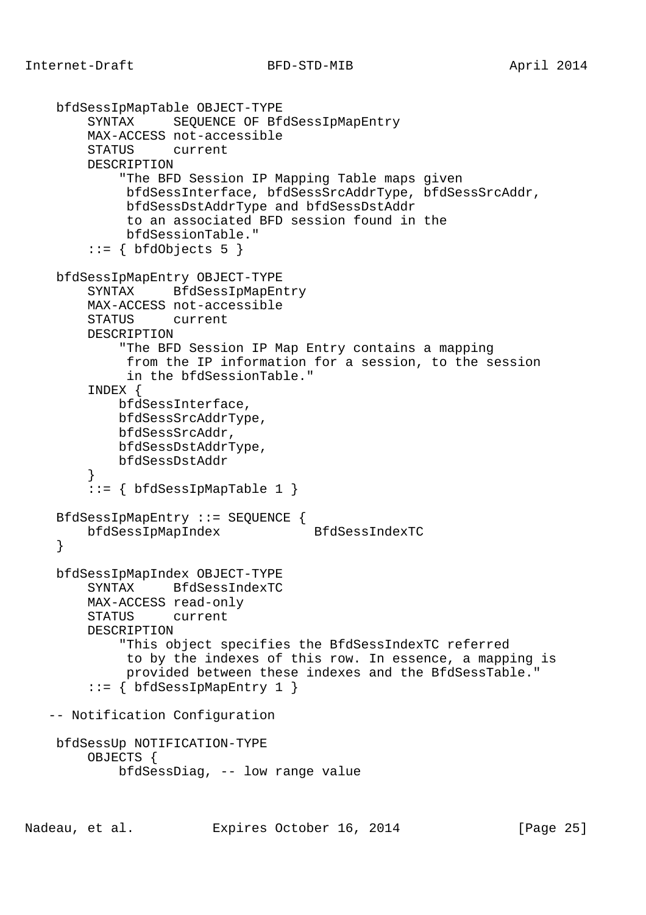```
    bfdSessIpMapTable OBJECT-TYPE
        SYNTAX     SEQUENCE OF BfdSessIpMapEntry
        MAX-ACCESS not-accessible
        STATUS     current
        DESCRIPTION
            "The BFD Session IP Mapping Table maps given
             bfdSessInterface, bfdSessSrcAddrType, bfdSessSrcAddr,
             bfdSessDstAddrType and bfdSessDstAddr
             to an associated BFD session found in the
             bfdSessionTable."
        ::= { bfdObjects 5 }

    bfdSessIpMapEntry OBJECT-TYPE
        SYNTAX     BfdSessIpMapEntry
        MAX-ACCESS not-accessible
        STATUS     current
        DESCRIPTION
            "The BFD Session IP Map Entry contains a mapping
             from the IP information for a session, to the session
             in the bfdSessionTable."
        INDEX {
            bfdSessInterface,
            bfdSessSrcAddrType,
            bfdSessSrcAddr,
            bfdSessDstAddrType,
            bfdSessDstAddr
        }
        ::= { bfdSessIpMapTable 1 }

    BfdSessIpMapEntry ::= SEQUENCE {
        bfdSessIpMapIndex            BfdSessIndexTC
    }

    bfdSessIpMapIndex OBJECT-TYPE
        SYNTAX     BfdSessIndexTC
        MAX-ACCESS read-only
        STATUS     current
        DESCRIPTION
            "This object specifies the BfdSessIndexTC referred
             to by the indexes of this row. In essence, a mapping is
             provided between these indexes and the BfdSessTable."
        ::= { bfdSessIpMapEntry 1 }

   -- Notification Configuration

    bfdSessUp NOTIFICATION-TYPE
        OBJECTS {
            bfdSessDiag, -- low range value
```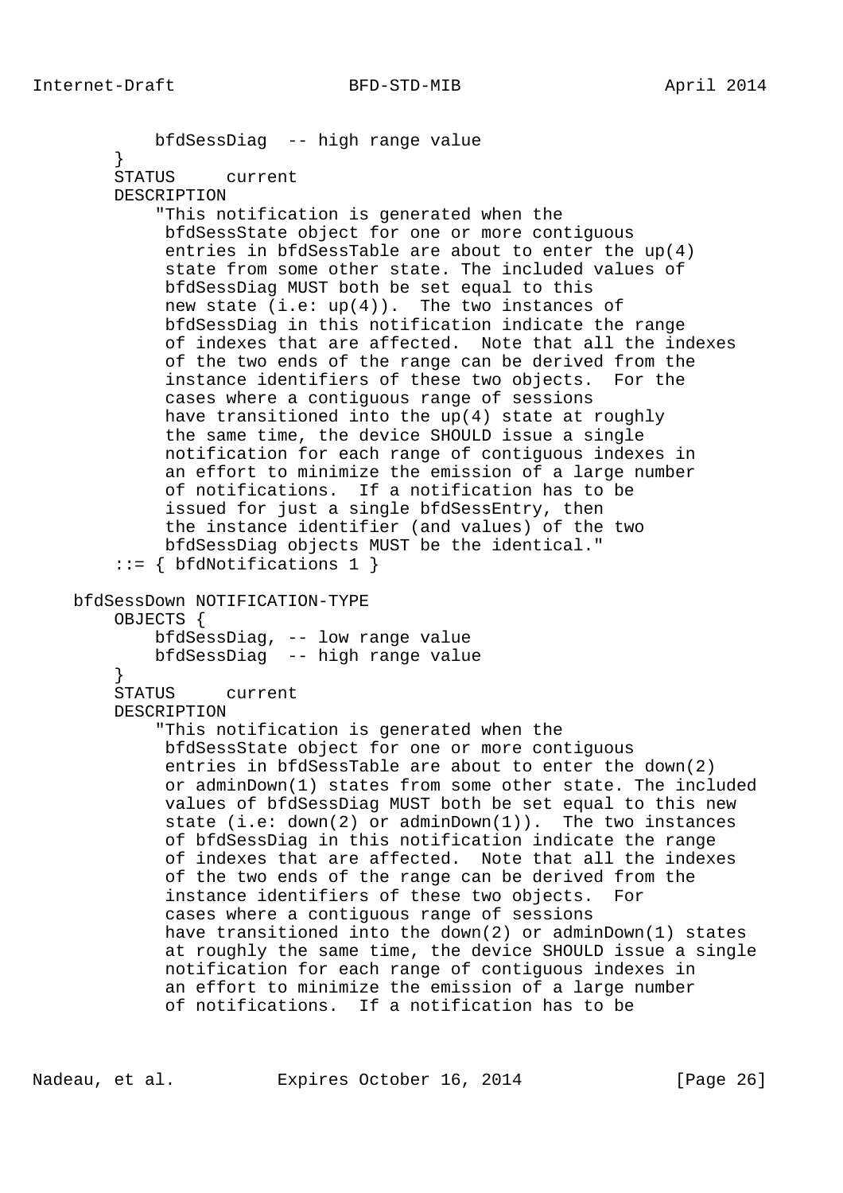```
            bfdSessDiag  -- high range value
        }
        STATUS     current
        DESCRIPTION
            "This notification is generated when the
             bfdSessState object for one or more contiguous
             entries in bfdSessTable are about to enter the up(4)
             state from some other state. The included values of
             bfdSessDiag MUST both be set equal to this
             new state (i.e: up(4)).  The two instances of
             bfdSessDiag in this notification indicate the range
             of indexes that are affected.  Note that all the indexes
             of the two ends of the range can be derived from the
             instance identifiers of these two objects.  For the
             cases where a contiguous range of sessions
             have transitioned into the up(4) state at roughly
             the same time, the device SHOULD issue a single
             notification for each range of contiguous indexes in
             an effort to minimize the emission of a large number
             of notifications.  If a notification has to be
             issued for just a single bfdSessEntry, then
             the instance identifier (and values) of the two
             bfdSessDiag objects MUST be the identical."
        ::= { bfdNotifications 1 }

    bfdSessDown NOTIFICATION-TYPE
        OBJECTS {
            bfdSessDiag, -- low range value
            bfdSessDiag  -- high range value
        }
        STATUS     current
        DESCRIPTION
            "This notification is generated when the
             bfdSessState object for one or more contiguous
             entries in bfdSessTable are about to enter the down(2)
             or adminDown(1) states from some other state. The included
             values of bfdSessDiag MUST both be set equal to this new
             state (i.e: down(2) or adminDown(1)).  The two instances
             of bfdSessDiag in this notification indicate the range
             of indexes that are affected.  Note that all the indexes
             of the two ends of the range can be derived from the
             instance identifiers of these two objects.  For
             cases where a contiguous range of sessions
             have transitioned into the down(2) or adminDown(1) states
             at roughly the same time, the device SHOULD issue a single
             notification for each range of contiguous indexes in
             an effort to minimize the emission of a large number
             of notifications.  If a notification has to be
```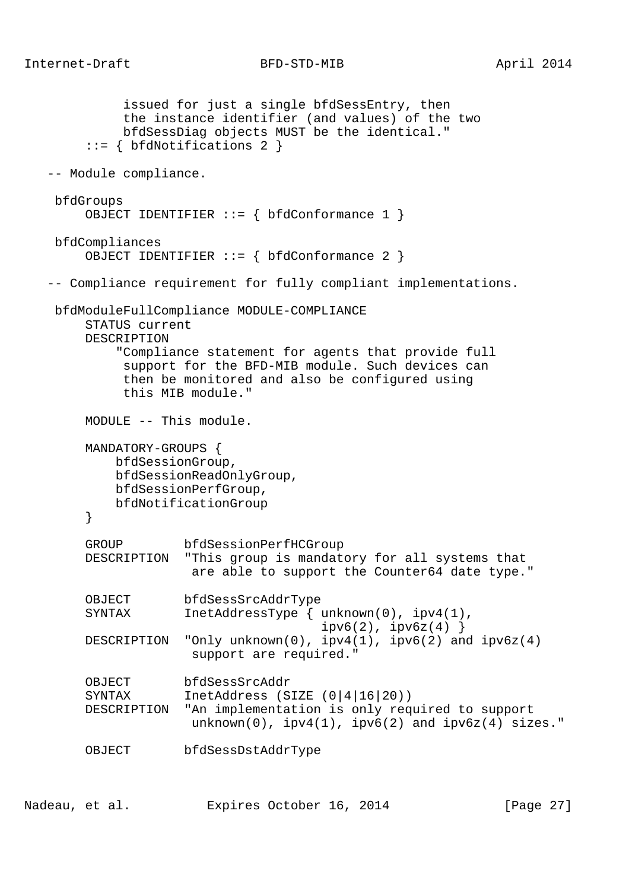```
             issued for just a single bfdSessEntry, then
             the instance identifier (and values) of the two
             bfdSessDiag objects MUST be the identical."
        ::= { bfdNotifications 2 }

   -- Module compliance.

    bfdGroups
        OBJECT IDENTIFIER ::= { bfdConformance 1 }

    bfdCompliances
        OBJECT IDENTIFIER ::= { bfdConformance 2 }

   -- Compliance requirement for fully compliant implementations.

    bfdModuleFullCompliance MODULE-COMPLIANCE
        STATUS current
        DESCRIPTION
            "Compliance statement for agents that provide full
             support for the BFD-MIB module. Such devices can
             then be monitored and also be configured using
             this MIB module."

        MODULE -- This module.

        MANDATORY-GROUPS {
            bfdSessionGroup,
            bfdSessionReadOnlyGroup,
            bfdSessionPerfGroup,
            bfdNotificationGroup
        }

        GROUP        bfdSessionPerfHCGroup
        DESCRIPTION  "This group is mandatory for all systems that
                      are able to support the Counter64 date type."

        OBJECT       bfdSessSrcAddrType
        SYNTAX       InetAddressType { unknown(0), ipv4(1),
                                       ipv6(2), ipv6z(4) }
        DESCRIPTION  "Only unknown(0), ipv4(1), ipv6(2) and ipv6z(4)
                      support are required."

        OBJECT       bfdSessSrcAddr
        SYNTAX       InetAddress (SIZE (0|4|16|20))
        DESCRIPTION  "An implementation is only required to support
                      unknown(0), ipv4(1), ipv6(2) and ipv6z(4) sizes."

        OBJECT       bfdSessDstAddrType
```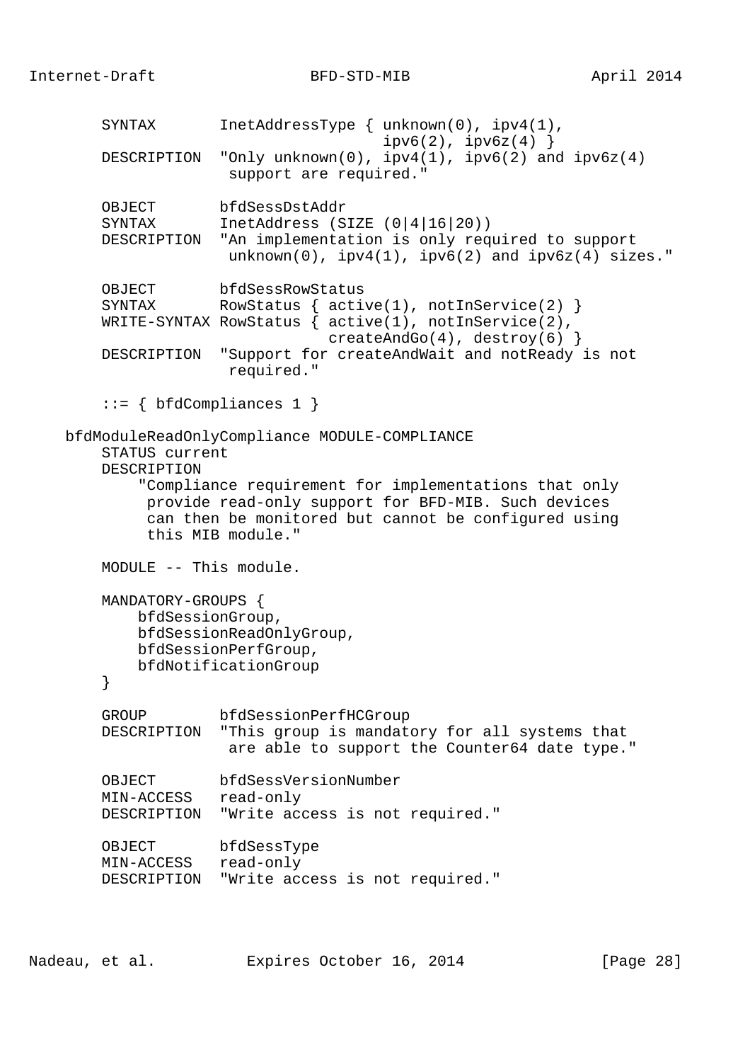```
       SYNTAX       InetAddressType { unknown(0), ipv4(1),
                                      ipv6(2), ipv6z(4) }
       DESCRIPTION  "Only unknown(0), ipv4(1), ipv6(2) and ipv6z(4)
                     support are required."

       OBJECT       bfdSessDstAddr
       SYNTAX       InetAddress (SIZE (0|4|16|20))
       DESCRIPTION  "An implementation is only required to support
                     unknown(0), ipv4(1), ipv6(2) and ipv6z(4) sizes."

       OBJECT       bfdSessRowStatus
       SYNTAX       RowStatus { active(1), notInService(2) }
       WRITE-SYNTAX RowStatus { active(1), notInService(2),
                                createAndGo(4), destroy(6) }
       DESCRIPTION  "Support for createAndWait and notReady is not
                     required."

       ::= { bfdCompliances 1 }

   bfdModuleReadOnlyCompliance MODULE-COMPLIANCE
       STATUS current
       DESCRIPTION
           "Compliance requirement for implementations that only
            provide read-only support for BFD-MIB. Such devices
            can then be monitored but cannot be configured using
            this MIB module."

       MODULE -- This module.

       MANDATORY-GROUPS {
           bfdSessionGroup,
           bfdSessionReadOnlyGroup,
           bfdSessionPerfGroup,
           bfdNotificationGroup
       }

       GROUP        bfdSessionPerfHCGroup
       DESCRIPTION  "This group is mandatory for all systems that
                     are able to support the Counter64 date type."

       OBJECT       bfdSessVersionNumber
       MIN-ACCESS   read-only
       DESCRIPTION  "Write access is not required."

       OBJECT       bfdSessType
       MIN-ACCESS   read-only
       DESCRIPTION  "Write access is not required."
```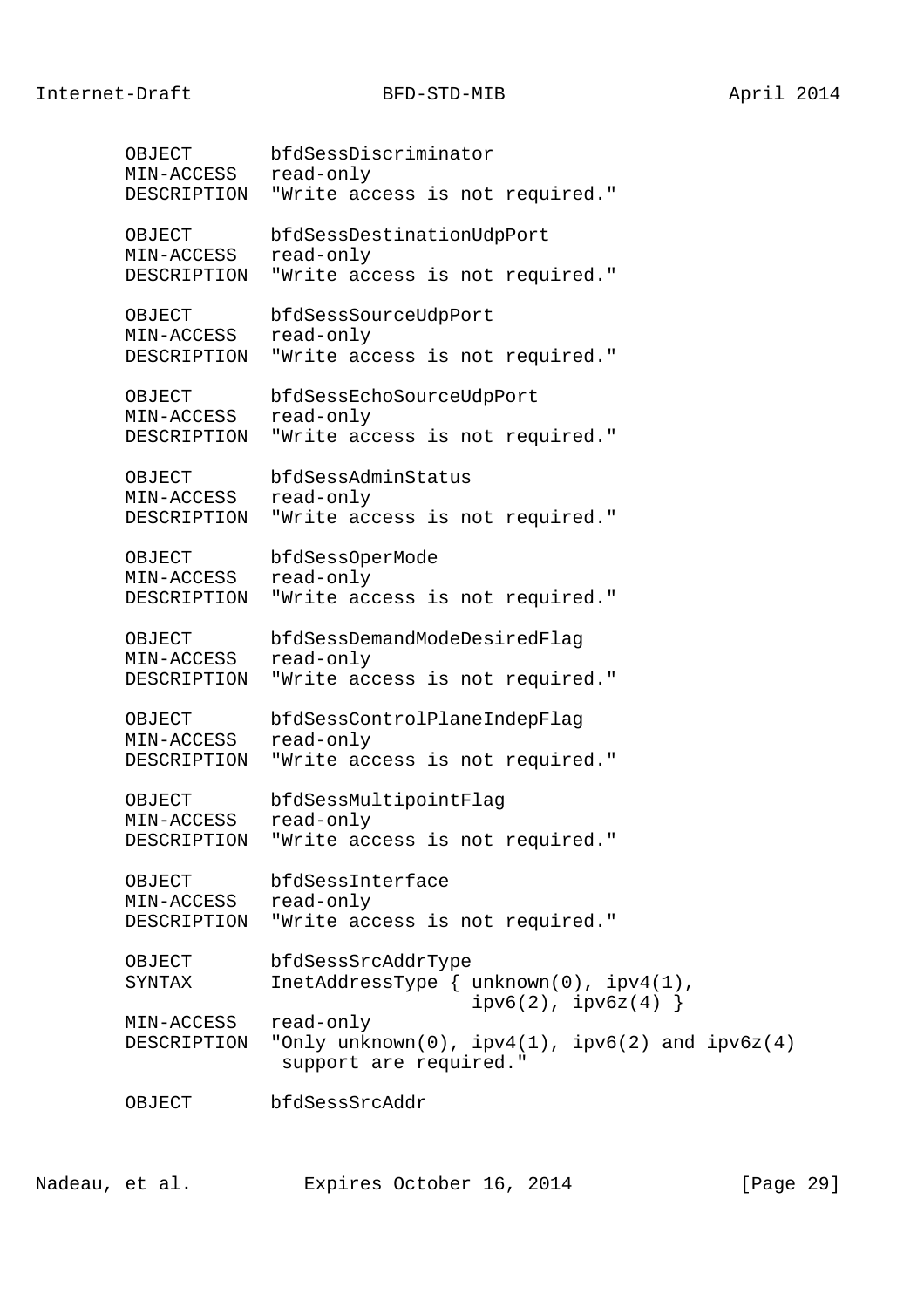```
      OBJECT       bfdSessDiscriminator
      MIN-ACCESS   read-only
      DESCRIPTION  "Write access is not required."

      OBJECT       bfdSessDestinationUdpPort
      MIN-ACCESS   read-only
      DESCRIPTION  "Write access is not required."

      OBJECT       bfdSessSourceUdpPort
      MIN-ACCESS   read-only
      DESCRIPTION  "Write access is not required."

      OBJECT       bfdSessEchoSourceUdpPort
      MIN-ACCESS   read-only
      DESCRIPTION  "Write access is not required."

      OBJECT       bfdSessAdminStatus
      MIN-ACCESS   read-only
      DESCRIPTION  "Write access is not required."

      OBJECT       bfdSessOperMode
      MIN-ACCESS   read-only
      DESCRIPTION  "Write access is not required."

      OBJECT       bfdSessDemandModeDesiredFlag
      MIN-ACCESS   read-only
      DESCRIPTION  "Write access is not required."

      OBJECT       bfdSessControlPlaneIndepFlag
      MIN-ACCESS   read-only
      DESCRIPTION  "Write access is not required."

      OBJECT       bfdSessMultipointFlag
      MIN-ACCESS   read-only
      DESCRIPTION  "Write access is not required."

      OBJECT       bfdSessInterface
      MIN-ACCESS   read-only
      DESCRIPTION  "Write access is not required."

      OBJECT       bfdSessSrcAddrType
      SYNTAX       InetAddressType { unknown(0), ipv4(1),
                                     ipv6(2), ipv6z(4) }
      MIN-ACCESS   read-only
      DESCRIPTION  "Only unknown(0), ipv4(1), ipv6(2) and ipv6z(4)
                    support are required."

      OBJECT       bfdSessSrcAddr
```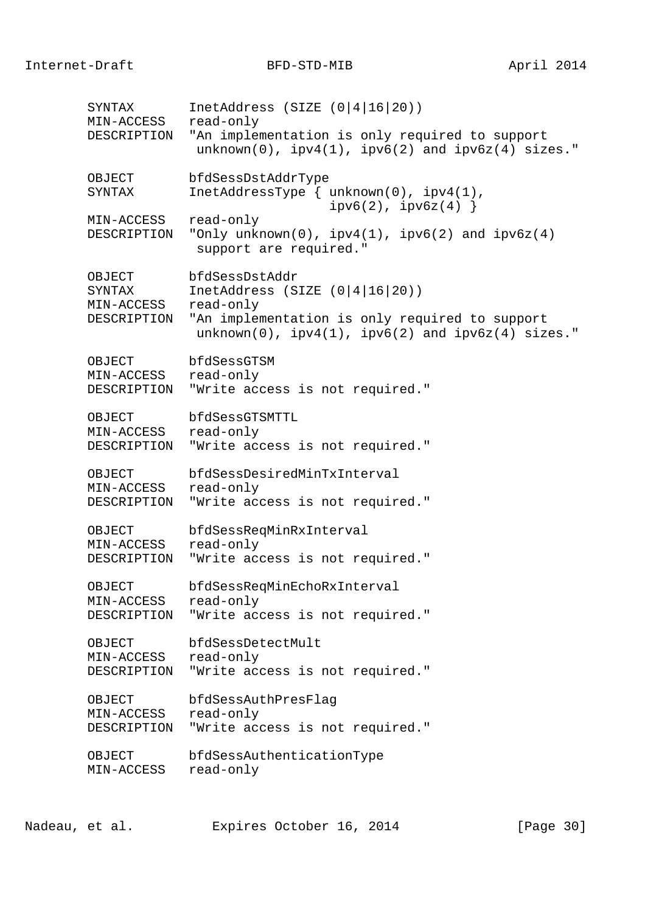```
       SYNTAX       InetAddress (SIZE (0|4|16|20))
       MIN-ACCESS   read-only
       DESCRIPTION  "An implementation is only required to support
                     unknown(0), ipv4(1), ipv6(2) and ipv6z(4) sizes."

       OBJECT       bfdSessDstAddrType
       SYNTAX       InetAddressType { unknown(0), ipv4(1),
                                      ipv6(2), ipv6z(4) }
       MIN-ACCESS   read-only
       DESCRIPTION  "Only unknown(0), ipv4(1), ipv6(2) and ipv6z(4)
                     support are required."

       OBJECT       bfdSessDstAddr
       SYNTAX       InetAddress (SIZE (0|4|16|20))
       MIN-ACCESS   read-only
       DESCRIPTION  "An implementation is only required to support
                     unknown(0), ipv4(1), ipv6(2) and ipv6z(4) sizes."

       OBJECT       bfdSessGTSM
       MIN-ACCESS   read-only
       DESCRIPTION  "Write access is not required."

       OBJECT       bfdSessGTSMTTL
       MIN-ACCESS   read-only
       DESCRIPTION  "Write access is not required."

       OBJECT       bfdSessDesiredMinTxInterval
       MIN-ACCESS   read-only
       DESCRIPTION  "Write access is not required."

       OBJECT       bfdSessReqMinRxInterval
       MIN-ACCESS   read-only
       DESCRIPTION  "Write access is not required."

       OBJECT       bfdSessReqMinEchoRxInterval
       MIN-ACCESS   read-only
       DESCRIPTION  "Write access is not required."

       OBJECT       bfdSessDetectMult
       MIN-ACCESS   read-only
       DESCRIPTION  "Write access is not required."

       OBJECT       bfdSessAuthPresFlag
       MIN-ACCESS   read-only
       DESCRIPTION  "Write access is not required."

       OBJECT       bfdSessAuthenticationType
       MIN-ACCESS   read-only
```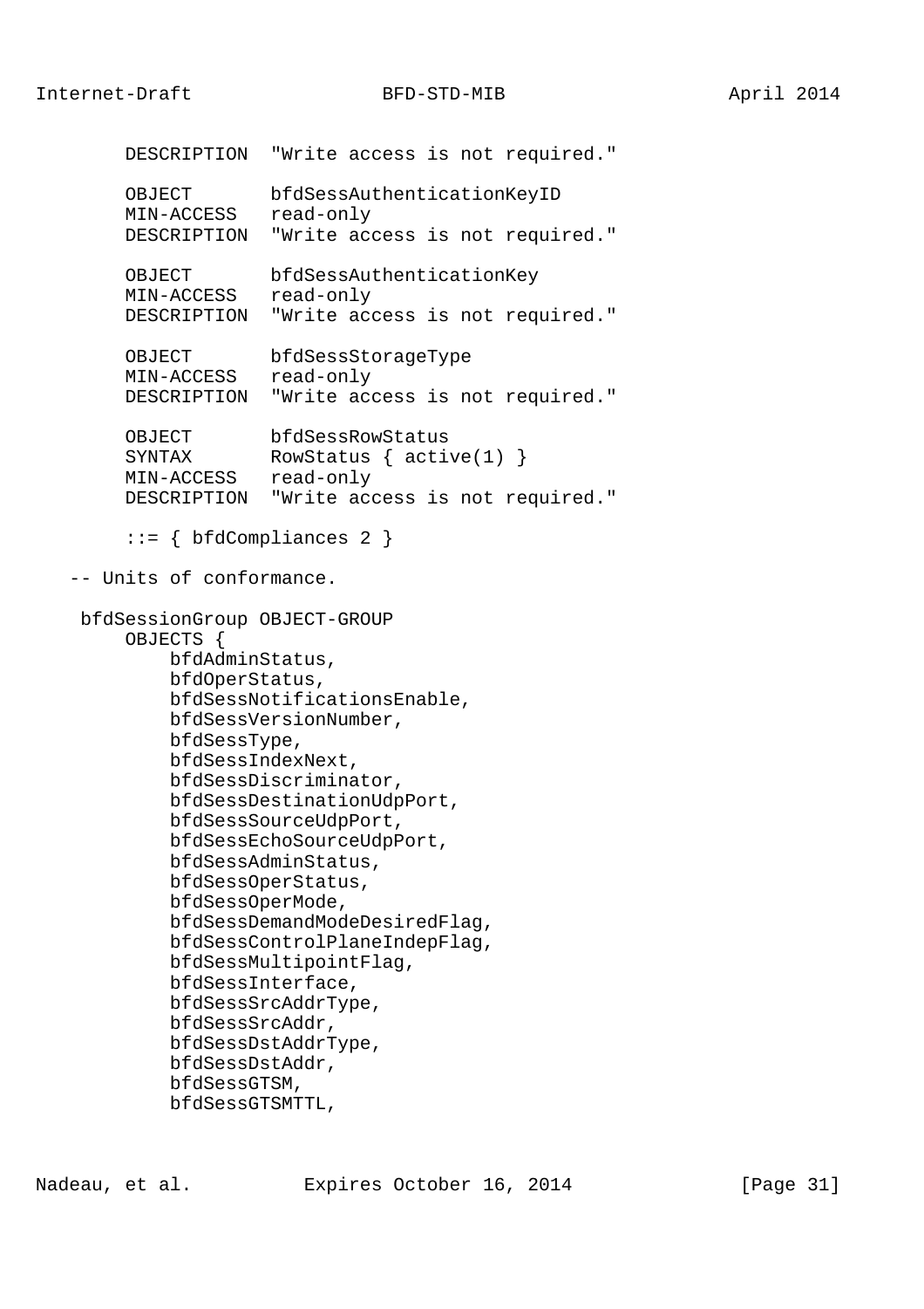```
       DESCRIPTION  "Write access is not required."

       OBJECT       bfdSessAuthenticationKeyID
       MIN-ACCESS   read-only
       DESCRIPTION  "Write access is not required."

       OBJECT       bfdSessAuthenticationKey
       MIN-ACCESS   read-only
       DESCRIPTION  "Write access is not required."

       OBJECT       bfdSessStorageType
       MIN-ACCESS   read-only
       DESCRIPTION  "Write access is not required."

       OBJECT       bfdSessRowStatus
       SYNTAX       RowStatus { active(1) }
       MIN-ACCESS   read-only
       DESCRIPTION  "Write access is not required."

       ::= { bfdCompliances 2 }

   -- Units of conformance.

    bfdSessionGroup OBJECT-GROUP
       OBJECTS {
           bfdAdminStatus,
           bfdOperStatus,
           bfdSessNotificationsEnable,
           bfdSessVersionNumber,
           bfdSessType,
           bfdSessIndexNext,
           bfdSessDiscriminator,
           bfdSessDestinationUdpPort,
           bfdSessSourceUdpPort,
           bfdSessEchoSourceUdpPort,
           bfdSessAdminStatus,
           bfdSessOperStatus,
           bfdSessOperMode,
           bfdSessDemandModeDesiredFlag,
           bfdSessControlPlaneIndepFlag,
           bfdSessMultipointFlag,
           bfdSessInterface,
           bfdSessSrcAddrType,
           bfdSessSrcAddr,
           bfdSessDstAddrType,
           bfdSessDstAddr,
           bfdSessGTSM,
           bfdSessGTSMTTL,
```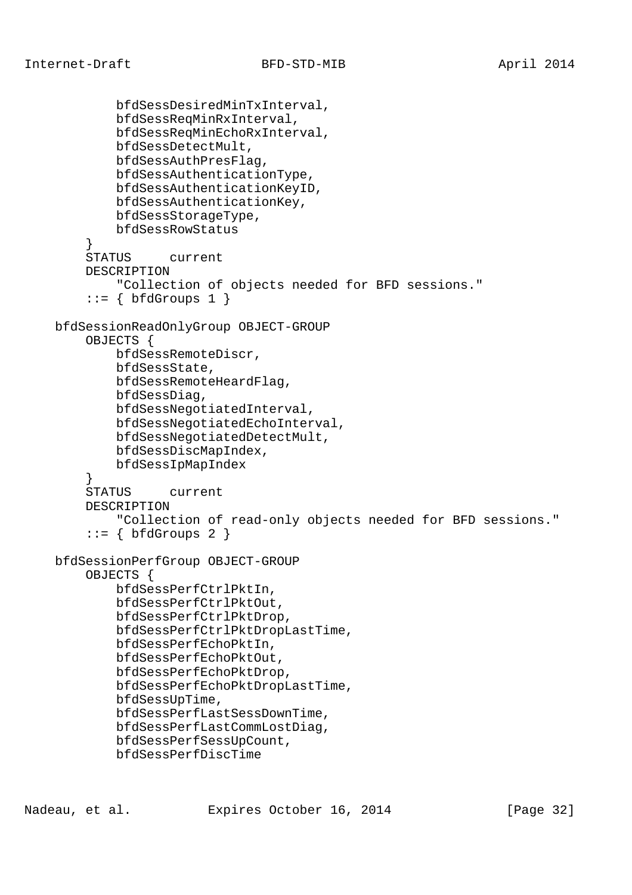```
            bfdSessDesiredMinTxInterval,
            bfdSessReqMinRxInterval,
            bfdSessReqMinEchoRxInterval,
            bfdSessDetectMult,
            bfdSessAuthPresFlag,
            bfdSessAuthenticationType,
            bfdSessAuthenticationKeyID,
            bfdSessAuthenticationKey,
            bfdSessStorageType,
            bfdSessRowStatus
        }
        STATUS     current
        DESCRIPTION
            "Collection of objects needed for BFD sessions."
        ::= { bfdGroups 1 }

    bfdSessionReadOnlyGroup OBJECT-GROUP
        OBJECTS {
            bfdSessRemoteDiscr,
            bfdSessState,
            bfdSessRemoteHeardFlag,
            bfdSessDiag,
            bfdSessNegotiatedInterval,
            bfdSessNegotiatedEchoInterval,
            bfdSessNegotiatedDetectMult,
            bfdSessDiscMapIndex,
            bfdSessIpMapIndex
        }
        STATUS     current
        DESCRIPTION
            "Collection of read-only objects needed for BFD sessions."
        ::= { bfdGroups 2 }

    bfdSessionPerfGroup OBJECT-GROUP
        OBJECTS {
            bfdSessPerfCtrlPktIn,
            bfdSessPerfCtrlPktOut,
            bfdSessPerfCtrlPktDrop,
            bfdSessPerfCtrlPktDropLastTime,
            bfdSessPerfEchoPktIn,
            bfdSessPerfEchoPktOut,
            bfdSessPerfEchoPktDrop,
            bfdSessPerfEchoPktDropLastTime,
            bfdSessUpTime,
            bfdSessPerfLastSessDownTime,
            bfdSessPerfLastCommLostDiag,
            bfdSessPerfSessUpCount,
            bfdSessPerfDiscTime
```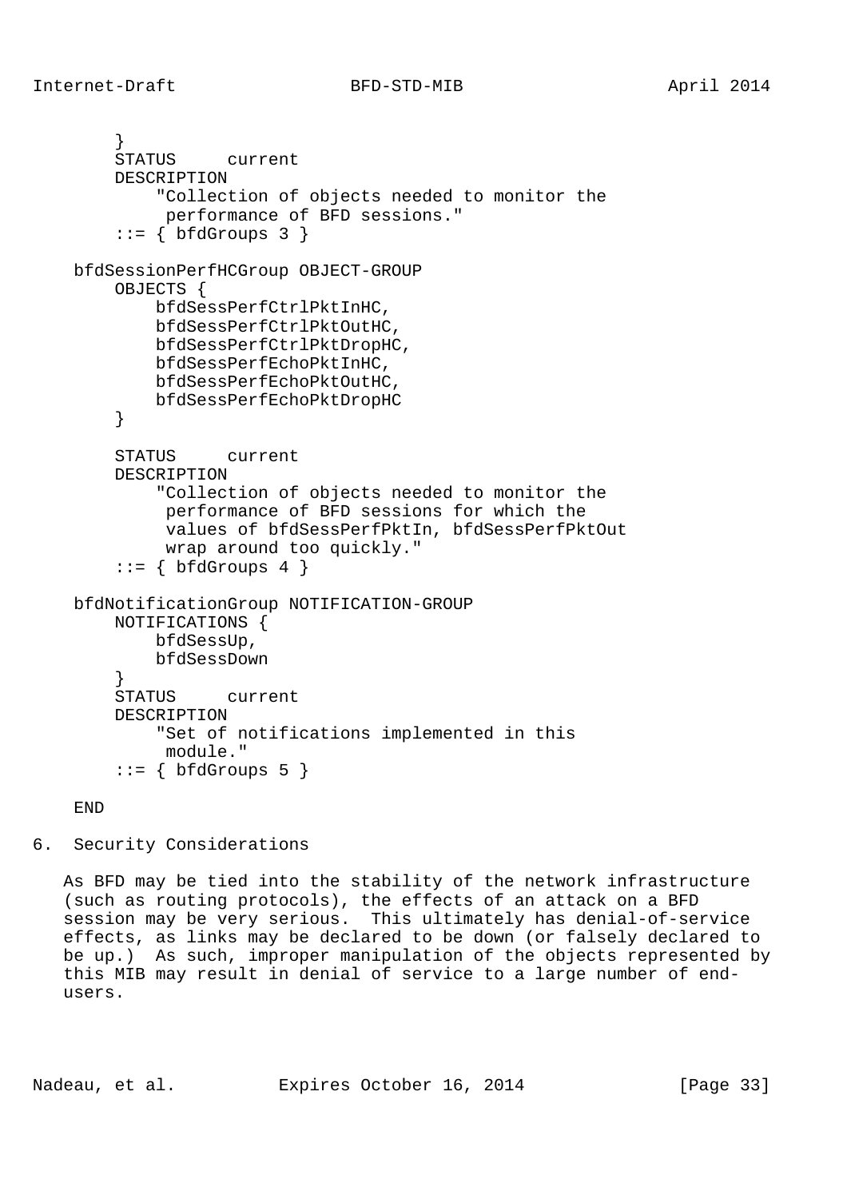```
        }
        STATUS     current
        DESCRIPTION
            "Collection of objects needed to monitor the
             performance of BFD sessions."
        ::= { bfdGroups 3 }

    bfdSessionPerfHCGroup OBJECT-GROUP
        OBJECTS {
            bfdSessPerfCtrlPktInHC,
            bfdSessPerfCtrlPktOutHC,
            bfdSessPerfCtrlPktDropHC,
            bfdSessPerfEchoPktInHC,
            bfdSessPerfEchoPktOutHC,
            bfdSessPerfEchoPktDropHC
        }

        STATUS     current
        DESCRIPTION
            "Collection of objects needed to monitor the
             performance of BFD sessions for which the
             values of bfdSessPerfPktIn, bfdSessPerfPktOut
             wrap around too quickly."
        ::= { bfdGroups 4 }

    bfdNotificationGroup NOTIFICATION-GROUP
        NOTIFICATIONS {
            bfdSessUp,
            bfdSessDown
        }
        STATUS     current
        DESCRIPTION
            "Set of notifications implemented in this
             module."
        ::= { bfdGroups 5 }

    END
```

## 6. Security Considerations

As BFD may be tied into the stability of the network infrastructure (such as routing protocols), the effects of an attack on a BFD session may be very serious. This ultimately has denial-of-service effects, as links may be declared to be down (or falsely declared to be up.) As such, improper manipulation of the objects represented by this MIB may result in denial of service to a large number of end-users.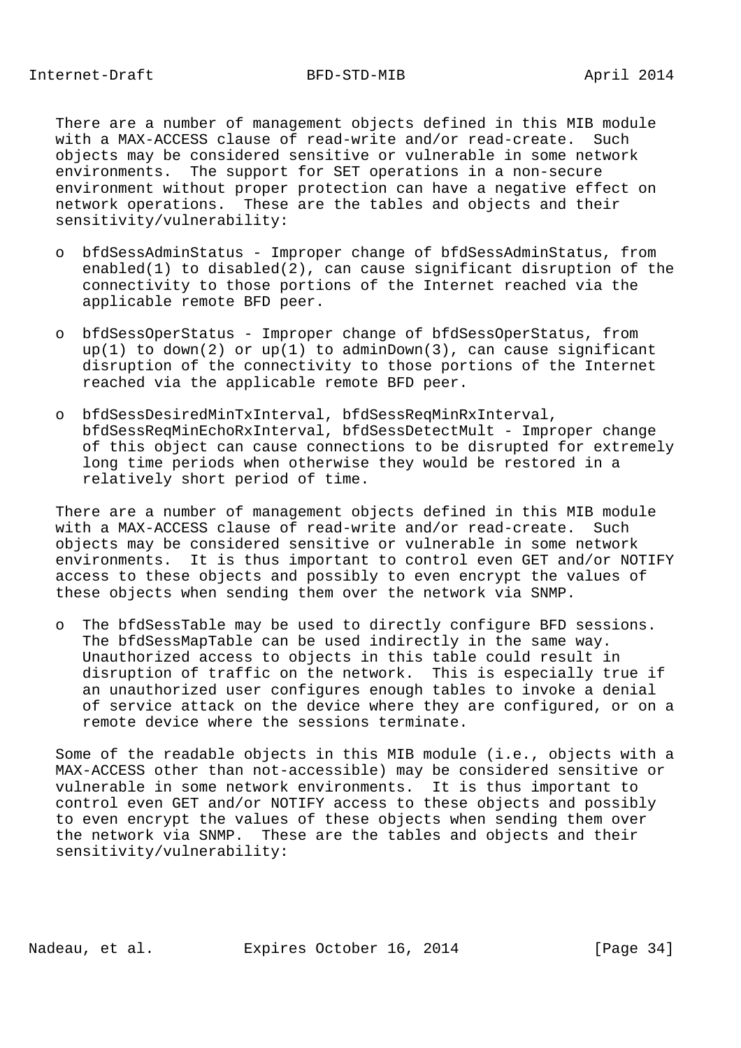There are a number of management objects defined in this MIB module with a MAX-ACCESS clause of read-write and/or read-create. Such objects may be considered sensitive or vulnerable in some network environments. The support for SET operations in a non-secure environment without proper protection can have a negative effect on network operations. These are the tables and objects and their sensitivity/vulnerability:

- bfdSessAdminStatus - Improper change of bfdSessAdminStatus, from enabled(1) to disabled(2), can cause significant disruption of the connectivity to those portions of the Internet reached via the applicable remote BFD peer.

- bfdSessOperStatus - Improper change of bfdSessOperStatus, from up(1) to down(2) or up(1) to adminDown(3), can cause significant disruption of the connectivity to those portions of the Internet reached via the applicable remote BFD peer.

- bfdSessDesiredMinTxInterval, bfdSessReqMinRxInterval, bfdSessReqMinEchoRxInterval, bfdSessDetectMult - Improper change of this object can cause connections to be disrupted for extremely long time periods when otherwise they would be restored in a relatively short period of time.

There are a number of management objects defined in this MIB module with a MAX-ACCESS clause of read-write and/or read-create. Such objects may be considered sensitive or vulnerable in some network environments. It is thus important to control even GET and/or NOTIFY access to these objects and possibly to even encrypt the values of these objects when sending them over the network via SNMP.

- The bfdSessTable may be used to directly configure BFD sessions. The bfdSessMapTable can be used indirectly in the same way. Unauthorized access to objects in this table could result in disruption of traffic on the network. This is especially true if an unauthorized user configures enough tables to invoke a denial of service attack on the device where they are configured, or on a remote device where the sessions terminate.

Some of the readable objects in this MIB module (i.e., objects with a MAX-ACCESS other than not-accessible) may be considered sensitive or vulnerable in some network environments. It is thus important to control even GET and/or NOTIFY access to these objects and possibly to even encrypt the values of these objects when sending them over the network via SNMP. These are the tables and objects and their sensitivity/vulnerability: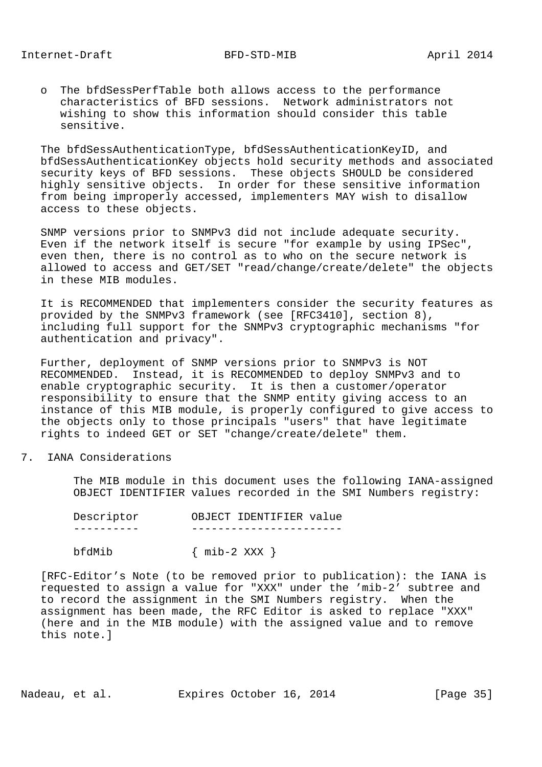- The bfdSessPerfTable both allows access to the performance characteristics of BFD sessions. Network administrators not wishing to show this information should consider this table sensitive.

The bfdSessAuthenticationType, bfdSessAuthenticationKeyID, and bfdSessAuthenticationKey objects hold security methods and associated security keys of BFD sessions. These objects SHOULD be considered highly sensitive objects. In order for these sensitive information from being improperly accessed, implementers MAY wish to disallow access to these objects.

SNMP versions prior to SNMPv3 did not include adequate security. Even if the network itself is secure "for example by using IPSec", even then, there is no control as to who on the secure network is allowed to access and GET/SET "read/change/create/delete" the objects in these MIB modules.

It is RECOMMENDED that implementers consider the security features as provided by the SNMPv3 framework (see [RFC3410], section 8), including full support for the SNMPv3 cryptographic mechanisms "for authentication and privacy".

Further, deployment of SNMP versions prior to SNMPv3 is NOT RECOMMENDED. Instead, it is RECOMMENDED to deploy SNMPv3 and to enable cryptographic security. It is then a customer/operator responsibility to ensure that the SNMP entity giving access to an instance of this MIB module, is properly configured to give access to the objects only to those principals "users" that have legitimate rights to indeed GET or SET "change/create/delete" them.

# 7. IANA Considerations

The MIB module in this document uses the following IANA-assigned OBJECT IDENTIFIER values recorded in the SMI Numbers registry:

| Descriptor | OBJECT IDENTIFIER value |
|---|---|
| bfdMib | { mib-2 XXX } |

[RFC-Editor's Note (to be removed prior to publication): the IANA is requested to assign a value for "XXX" under the 'mib-2' subtree and to record the assignment in the SMI Numbers registry. When the assignment has been made, the RFC Editor is asked to replace "XXX" (here and in the MIB module) with the assigned value and to remove this note.]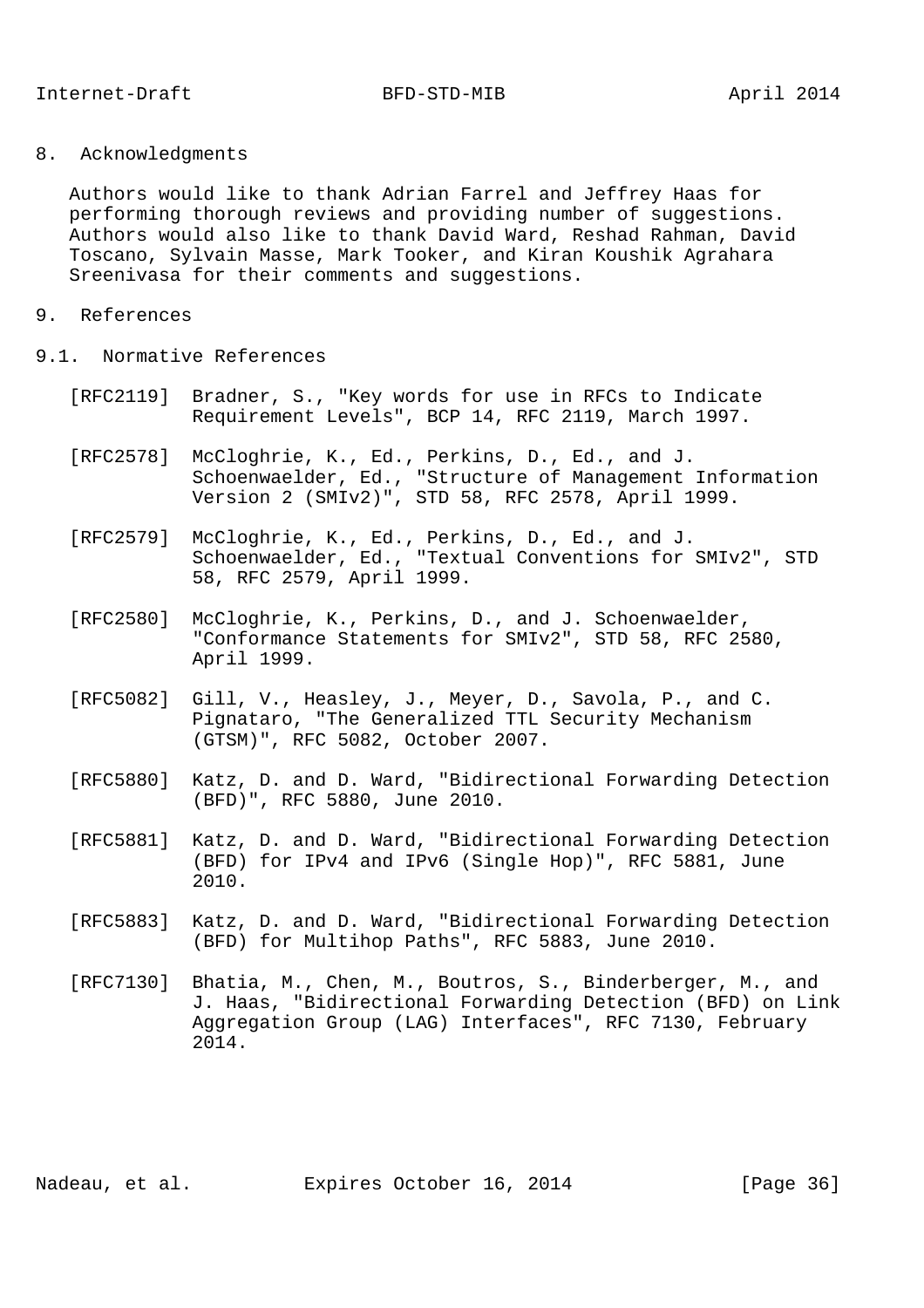## 8. Acknowledgments

Authors would like to thank Adrian Farrel and Jeffrey Haas for performing thorough reviews and providing number of suggestions. Authors would also like to thank David Ward, Reshad Rahman, David Toscano, Sylvain Masse, Mark Tooker, and Kiran Koushik Agrahara Sreenivasa for their comments and suggestions.

## 9. References

### 9.1. Normative References

[RFC2119] Bradner, S., "Key words for use in RFCs to Indicate Requirement Levels", BCP 14, RFC 2119, March 1997.

[RFC2578] McCloghrie, K., Ed., Perkins, D., Ed., and J. Schoenwaelder, Ed., "Structure of Management Information Version 2 (SMIv2)", STD 58, RFC 2578, April 1999.

[RFC2579] McCloghrie, K., Ed., Perkins, D., Ed., and J. Schoenwaelder, Ed., "Textual Conventions for SMIv2", STD 58, RFC 2579, April 1999.

[RFC2580] McCloghrie, K., Perkins, D., and J. Schoenwaelder, "Conformance Statements for SMIv2", STD 58, RFC 2580, April 1999.

[RFC5082] Gill, V., Heasley, J., Meyer, D., Savola, P., and C. Pignataro, "The Generalized TTL Security Mechanism (GTSM)", RFC 5082, October 2007.

[RFC5880] Katz, D. and D. Ward, "Bidirectional Forwarding Detection (BFD)", RFC 5880, June 2010.

[RFC5881] Katz, D. and D. Ward, "Bidirectional Forwarding Detection (BFD) for IPv4 and IPv6 (Single Hop)", RFC 5881, June 2010.

[RFC5883] Katz, D. and D. Ward, "Bidirectional Forwarding Detection (BFD) for Multihop Paths", RFC 5883, June 2010.

[RFC7130] Bhatia, M., Chen, M., Boutros, S., Binderberger, M., and J. Haas, "Bidirectional Forwarding Detection (BFD) on Link Aggregation Group (LAG) Interfaces", RFC 7130, February 2014.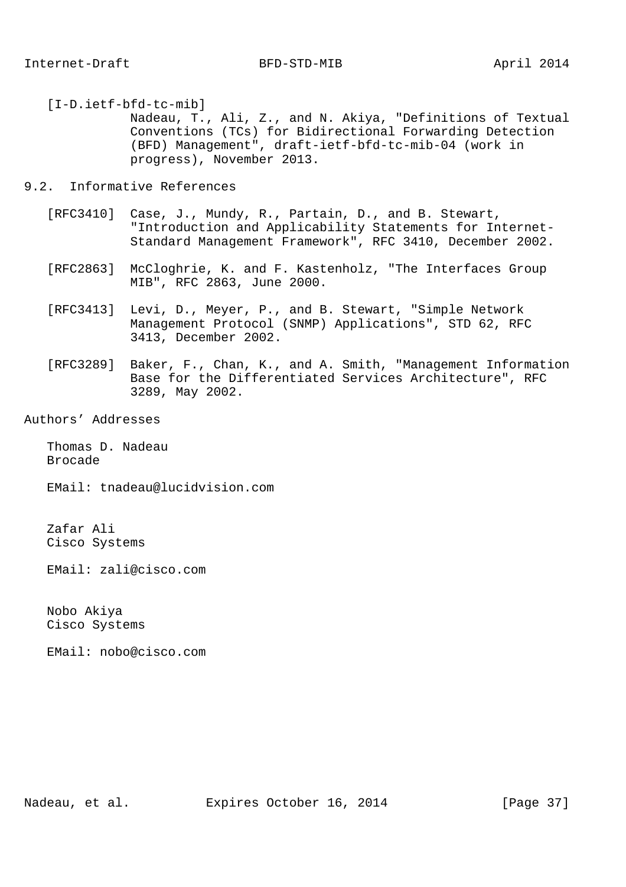[I-D.ietf-bfd-tc-mib]
Nadeau, T., Ali, Z., and N. Akiya, "Definitions of Textual Conventions (TCs) for Bidirectional Forwarding Detection (BFD) Management", draft-ietf-bfd-tc-mib-04 (work in progress), November 2013.

## 9.2. Informative References

[RFC3410] Case, J., Mundy, R., Partain, D., and B. Stewart, "Introduction and Applicability Statements for Internet-Standard Management Framework", RFC 3410, December 2002.

[RFC2863] McCloghrie, K. and F. Kastenholz, "The Interfaces Group MIB", RFC 2863, June 2000.

[RFC3413] Levi, D., Meyer, P., and B. Stewart, "Simple Network Management Protocol (SNMP) Applications", STD 62, RFC 3413, December 2002.

[RFC3289] Baker, F., Chan, K., and A. Smith, "Management Information Base for the Differentiated Services Architecture", RFC 3289, May 2002.

## Authors' Addresses

Thomas D. Nadeau
Brocade

EMail: tnadeau@lucidvision.com

Zafar Ali
Cisco Systems

EMail: zali@cisco.com

Nobo Akiya
Cisco Systems

EMail: nobo@cisco.com